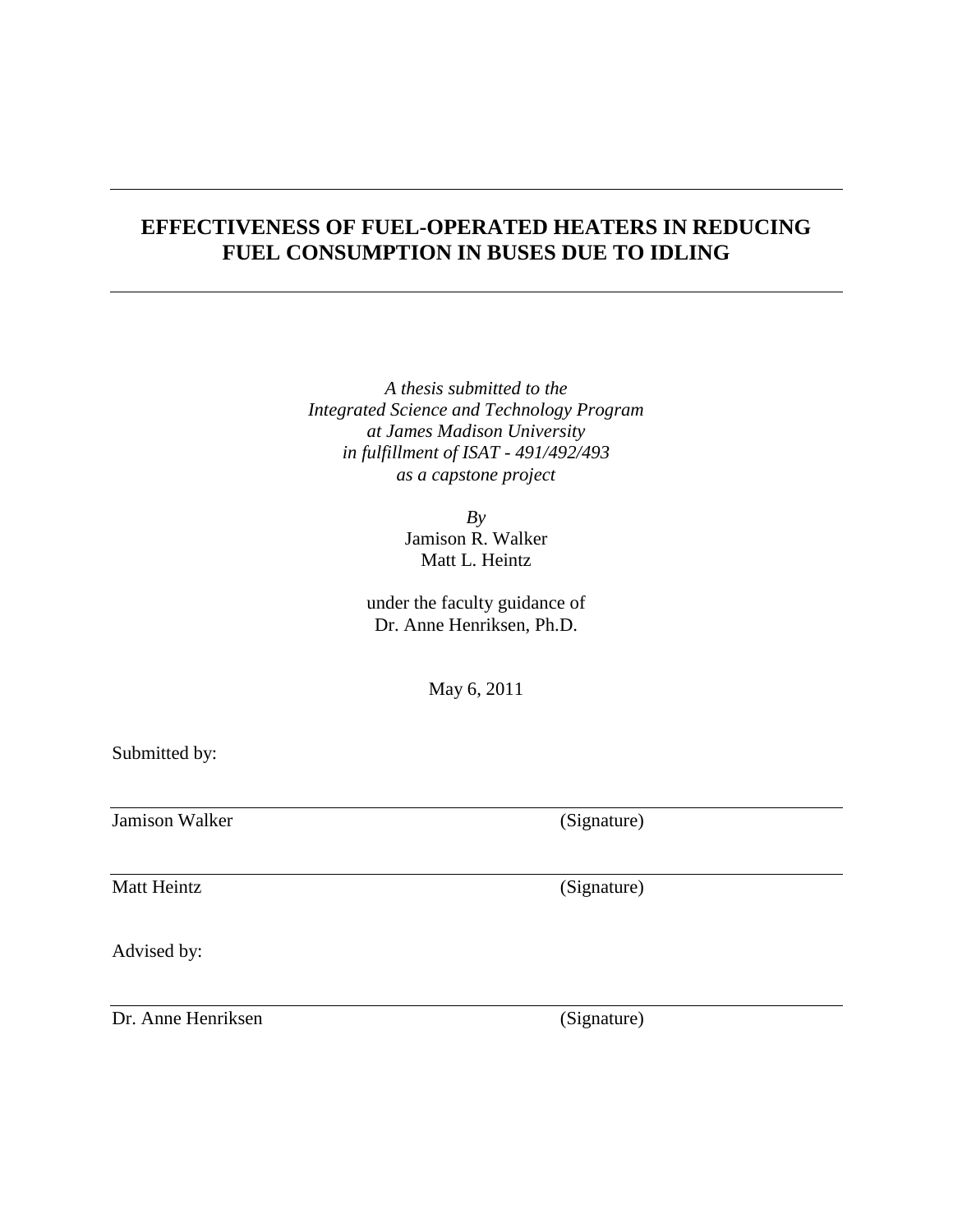# EFFECTIVENESS OF FUEL-OPERATED HEATERS IN REDUCING FUEL CONSUMPTION IN BUSES DUE TO IDLING

*A thesis submitted to the*
*Integrated Science and Technology Program*
*at James Madison University*
*in fulfillment of ISAT - 491/492/493*
*as a capstone project*

*By*
Jamison R. Walker
Matt L. Heintz

under the faculty guidance of
Dr. Anne Henriksen, Ph.D.

May 6, 2011

Submitted by:

Jamison Walker (Signature)

Matt Heintz (Signature)

Advised by:

Dr. Anne Henriksen (Signature)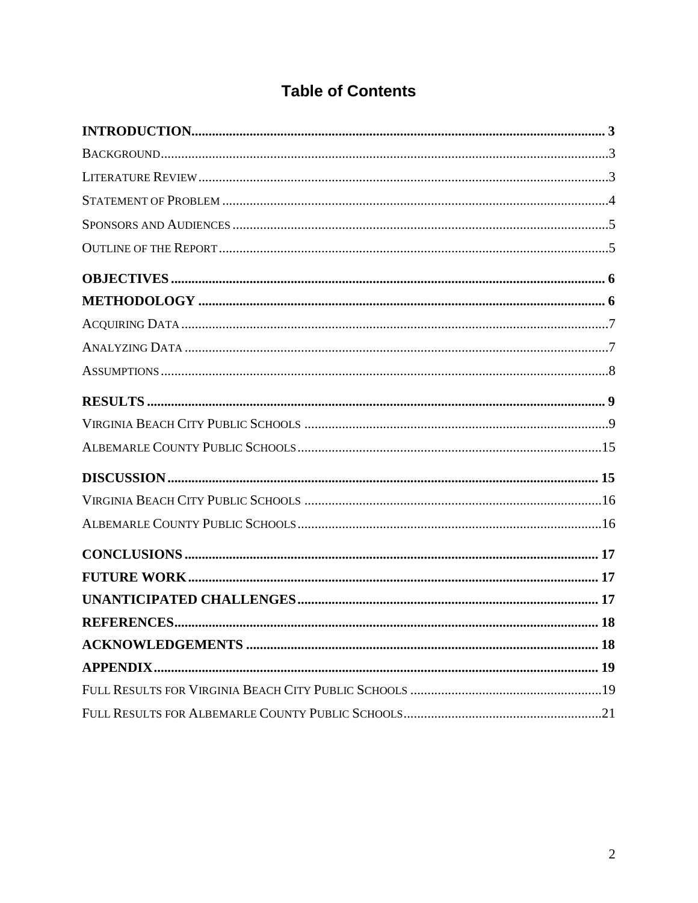# Table of Contents

**INTRODUCTION** ........ **3**

Background ........ 3

Literature Review ........ 3

Statement of Problem ........ 4

Sponsors and Audiences ........ 5

Outline of the Report ........ 5

**OBJECTIVES** ........ **6**

**METHODOLOGY** ........ **6**

Acquiring Data ........ 7

Analyzing Data ........ 7

Assumptions ........ 8

**RESULTS** ........ **9**

Virginia Beach City Public Schools ........ 9

Albemarle County Public Schools ........ 15

**DISCUSSION** ........ **15**

Virginia Beach City Public Schools ........ 16

Albemarle County Public Schools ........ 16

**CONCLUSIONS** ........ **17**

**FUTURE WORK** ........ **17**

**UNANTICIPATED CHALLENGES** ........ **17**

**REFERENCES** ........ **18**

**ACKNOWLEDGEMENTS** ........ **18**

**APPENDIX** ........ **19**

Full Results for Virginia Beach City Public Schools ........ 19

Full Results for Albemarle County Public Schools ........ 21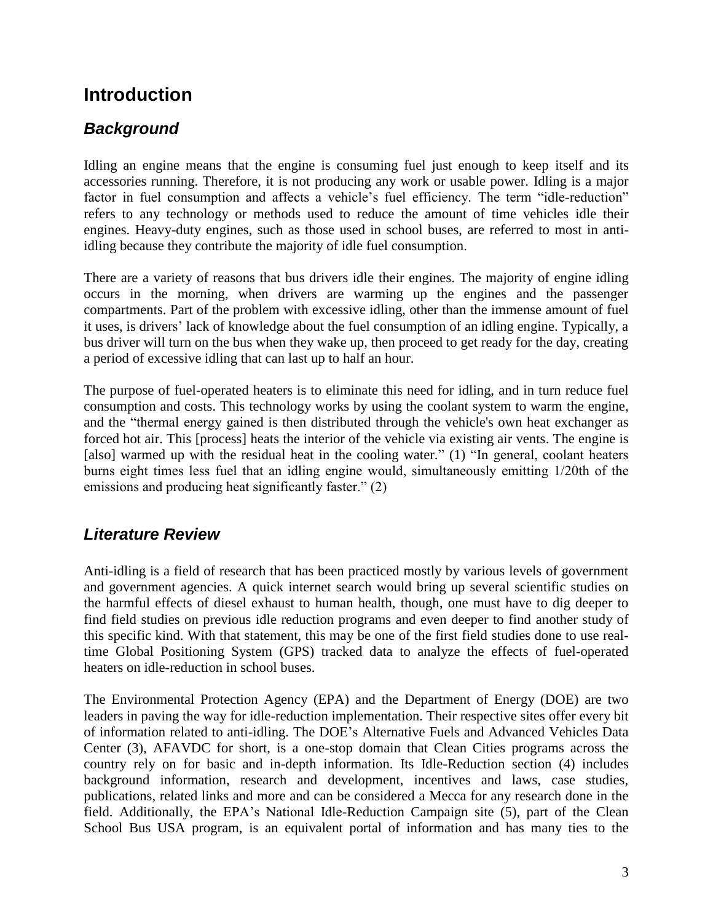# Introduction

## *Background*

Idling an engine means that the engine is consuming fuel just enough to keep itself and its accessories running. Therefore, it is not producing any work or usable power. Idling is a major factor in fuel consumption and affects a vehicle's fuel efficiency. The term "idle-reduction" refers to any technology or methods used to reduce the amount of time vehicles idle their engines. Heavy-duty engines, such as those used in school buses, are referred to most in anti-idling because they contribute the majority of idle fuel consumption.

There are a variety of reasons that bus drivers idle their engines. The majority of engine idling occurs in the morning, when drivers are warming up the engines and the passenger compartments. Part of the problem with excessive idling, other than the immense amount of fuel it uses, is drivers' lack of knowledge about the fuel consumption of an idling engine. Typically, a bus driver will turn on the bus when they wake up, then proceed to get ready for the day, creating a period of excessive idling that can last up to half an hour.

The purpose of fuel-operated heaters is to eliminate this need for idling, and in turn reduce fuel consumption and costs. This technology works by using the coolant system to warm the engine, and the "thermal energy gained is then distributed through the vehicle's own heat exchanger as forced hot air. This [process] heats the interior of the vehicle via existing air vents. The engine is [also] warmed up with the residual heat in the cooling water." (1) "In general, coolant heaters burns eight times less fuel that an idling engine would, simultaneously emitting 1/20th of the emissions and producing heat significantly faster." (2)

## *Literature Review*

Anti-idling is a field of research that has been practiced mostly by various levels of government and government agencies. A quick internet search would bring up several scientific studies on the harmful effects of diesel exhaust to human health, though, one must have to dig deeper to find field studies on previous idle reduction programs and even deeper to find another study of this specific kind. With that statement, this may be one of the first field studies done to use real-time Global Positioning System (GPS) tracked data to analyze the effects of fuel-operated heaters on idle-reduction in school buses.

The Environmental Protection Agency (EPA) and the Department of Energy (DOE) are two leaders in paving the way for idle-reduction implementation. Their respective sites offer every bit of information related to anti-idling. The DOE's Alternative Fuels and Advanced Vehicles Data Center (3), AFAVDC for short, is a one-stop domain that Clean Cities programs across the country rely on for basic and in-depth information. Its Idle-Reduction section (4) includes background information, research and development, incentives and laws, case studies, publications, related links and more and can be considered a Mecca for any research done in the field. Additionally, the EPA's National Idle-Reduction Campaign site (5), part of the Clean School Bus USA program, is an equivalent portal of information and has many ties to the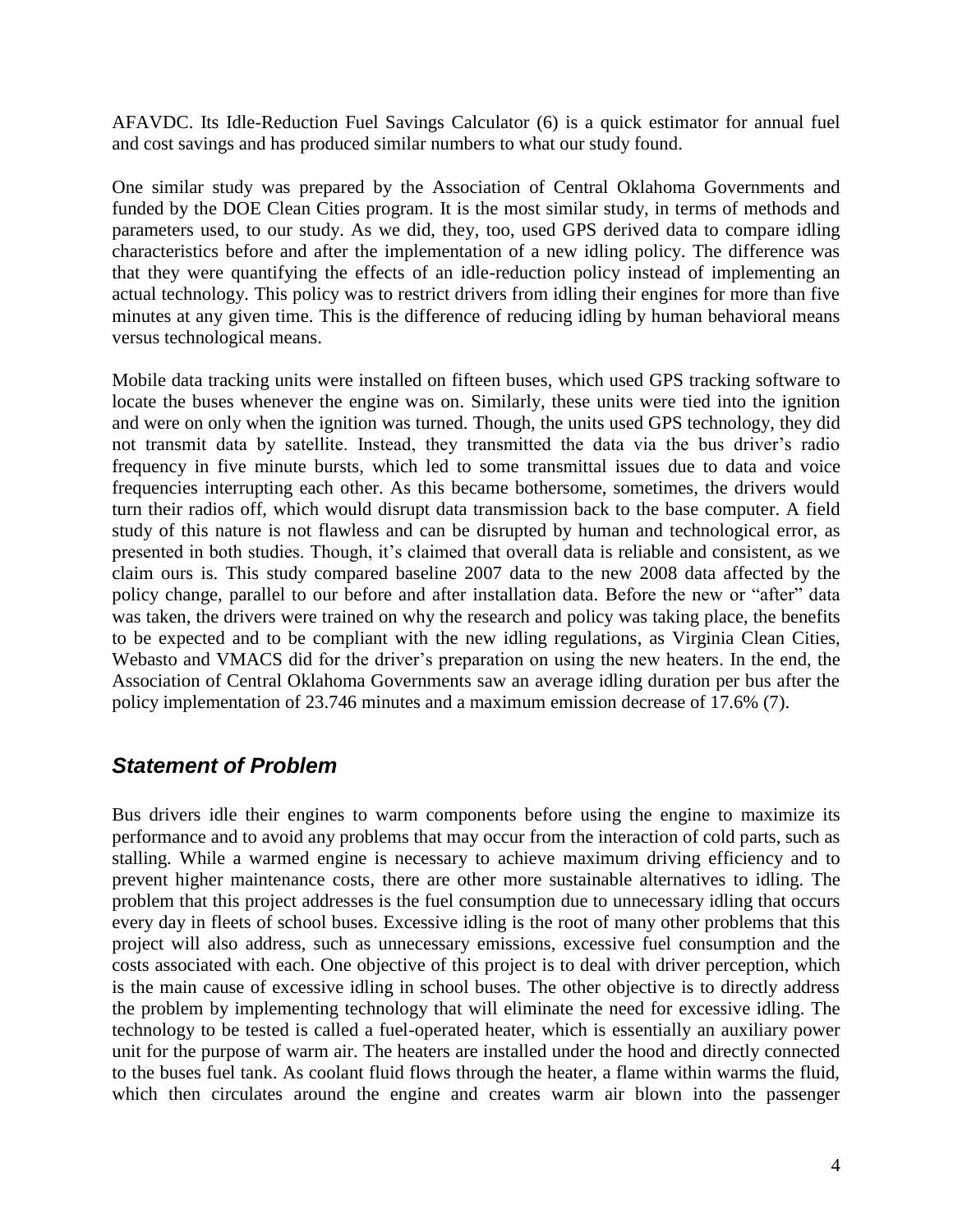AFAVDC. Its Idle-Reduction Fuel Savings Calculator (6) is a quick estimator for annual fuel and cost savings and has produced similar numbers to what our study found.

One similar study was prepared by the Association of Central Oklahoma Governments and funded by the DOE Clean Cities program. It is the most similar study, in terms of methods and parameters used, to our study. As we did, they, too, used GPS derived data to compare idling characteristics before and after the implementation of a new idling policy. The difference was that they were quantifying the effects of an idle-reduction policy instead of implementing an actual technology. This policy was to restrict drivers from idling their engines for more than five minutes at any given time. This is the difference of reducing idling by human behavioral means versus technological means.

Mobile data tracking units were installed on fifteen buses, which used GPS tracking software to locate the buses whenever the engine was on. Similarly, these units were tied into the ignition and were on only when the ignition was turned. Though, the units used GPS technology, they did not transmit data by satellite. Instead, they transmitted the data via the bus driver's radio frequency in five minute bursts, which led to some transmittal issues due to data and voice frequencies interrupting each other. As this became bothersome, sometimes, the drivers would turn their radios off, which would disrupt data transmission back to the base computer. A field study of this nature is not flawless and can be disrupted by human and technological error, as presented in both studies. Though, it's claimed that overall data is reliable and consistent, as we claim ours is. This study compared baseline 2007 data to the new 2008 data affected by the policy change, parallel to our before and after installation data. Before the new or "after" data was taken, the drivers were trained on why the research and policy was taking place, the benefits to be expected and to be compliant with the new idling regulations, as Virginia Clean Cities, Webasto and VMACS did for the driver's preparation on using the new heaters. In the end, the Association of Central Oklahoma Governments saw an average idling duration per bus after the policy implementation of 23.746 minutes and a maximum emission decrease of 17.6% (7).

## *Statement of Problem*

Bus drivers idle their engines to warm components before using the engine to maximize its performance and to avoid any problems that may occur from the interaction of cold parts, such as stalling. While a warmed engine is necessary to achieve maximum driving efficiency and to prevent higher maintenance costs, there are other more sustainable alternatives to idling. The problem that this project addresses is the fuel consumption due to unnecessary idling that occurs every day in fleets of school buses. Excessive idling is the root of many other problems that this project will also address, such as unnecessary emissions, excessive fuel consumption and the costs associated with each. One objective of this project is to deal with driver perception, which is the main cause of excessive idling in school buses. The other objective is to directly address the problem by implementing technology that will eliminate the need for excessive idling. The technology to be tested is called a fuel-operated heater, which is essentially an auxiliary power unit for the purpose of warm air. The heaters are installed under the hood and directly connected to the buses fuel tank. As coolant fluid flows through the heater, a flame within warms the fluid, which then circulates around the engine and creates warm air blown into the passenger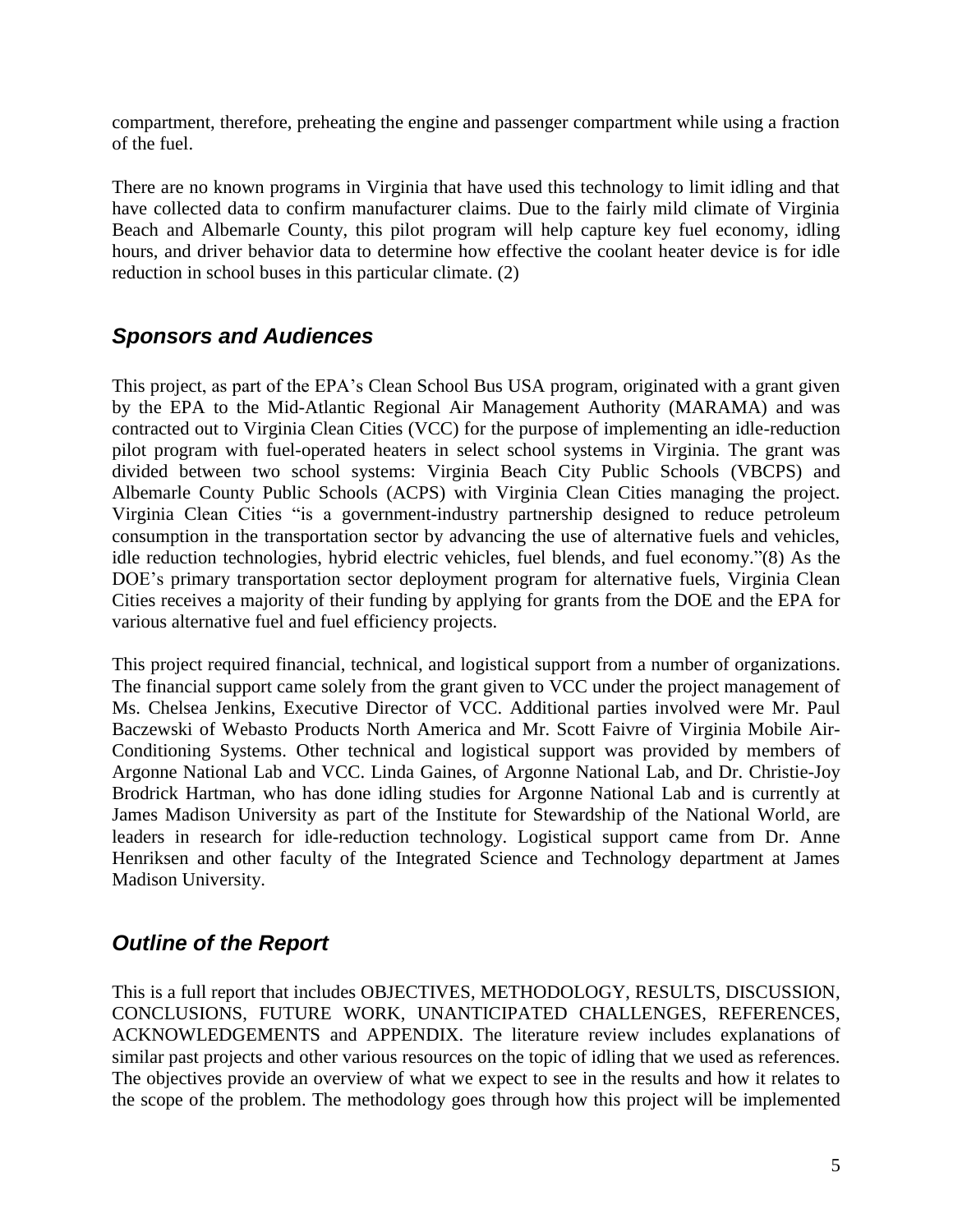compartment, therefore, preheating the engine and passenger compartment while using a fraction of the fuel.

There are no known programs in Virginia that have used this technology to limit idling and that have collected data to confirm manufacturer claims. Due to the fairly mild climate of Virginia Beach and Albemarle County, this pilot program will help capture key fuel economy, idling hours, and driver behavior data to determine how effective the coolant heater device is for idle reduction in school buses in this particular climate. (2)

## *Sponsors and Audiences*

This project, as part of the EPA's Clean School Bus USA program, originated with a grant given by the EPA to the Mid-Atlantic Regional Air Management Authority (MARAMA) and was contracted out to Virginia Clean Cities (VCC) for the purpose of implementing an idle-reduction pilot program with fuel-operated heaters in select school systems in Virginia. The grant was divided between two school systems: Virginia Beach City Public Schools (VBCPS) and Albemarle County Public Schools (ACPS) with Virginia Clean Cities managing the project. Virginia Clean Cities "is a government-industry partnership designed to reduce petroleum consumption in the transportation sector by advancing the use of alternative fuels and vehicles, idle reduction technologies, hybrid electric vehicles, fuel blends, and fuel economy."(8) As the DOE's primary transportation sector deployment program for alternative fuels, Virginia Clean Cities receives a majority of their funding by applying for grants from the DOE and the EPA for various alternative fuel and fuel efficiency projects.

This project required financial, technical, and logistical support from a number of organizations. The financial support came solely from the grant given to VCC under the project management of Ms. Chelsea Jenkins, Executive Director of VCC. Additional parties involved were Mr. Paul Baczewski of Webasto Products North America and Mr. Scott Faivre of Virginia Mobile Air-Conditioning Systems. Other technical and logistical support was provided by members of Argonne National Lab and VCC. Linda Gaines, of Argonne National Lab, and Dr. Christie-Joy Brodrick Hartman, who has done idling studies for Argonne National Lab and is currently at James Madison University as part of the Institute for Stewardship of the National World, are leaders in research for idle-reduction technology. Logistical support came from Dr. Anne Henriksen and other faculty of the Integrated Science and Technology department at James Madison University.

## *Outline of the Report*

This is a full report that includes OBJECTIVES, METHODOLOGY, RESULTS, DISCUSSION, CONCLUSIONS, FUTURE WORK, UNANTICIPATED CHALLENGES, REFERENCES, ACKNOWLEDGEMENTS and APPENDIX. The literature review includes explanations of similar past projects and other various resources on the topic of idling that we used as references. The objectives provide an overview of what we expect to see in the results and how it relates to the scope of the problem. The methodology goes through how this project will be implemented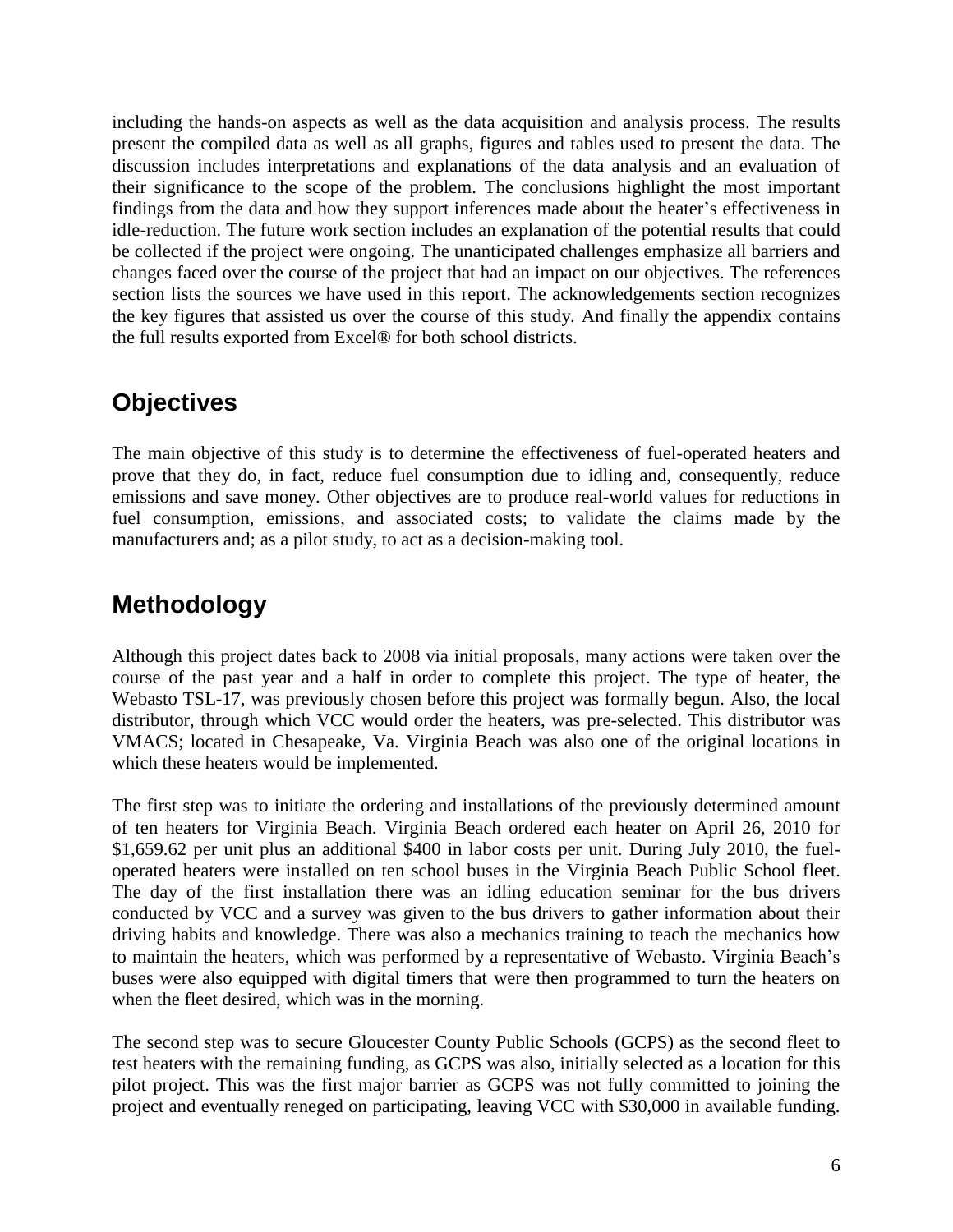including the hands-on aspects as well as the data acquisition and analysis process. The results present the compiled data as well as all graphs, figures and tables used to present the data. The discussion includes interpretations and explanations of the data analysis and an evaluation of their significance to the scope of the problem. The conclusions highlight the most important findings from the data and how they support inferences made about the heater's effectiveness in idle-reduction. The future work section includes an explanation of the potential results that could be collected if the project were ongoing. The unanticipated challenges emphasize all barriers and changes faced over the course of the project that had an impact on our objectives. The references section lists the sources we have used in this report. The acknowledgements section recognizes the key figures that assisted us over the course of this study. And finally the appendix contains the full results exported from Excel® for both school districts.

## Objectives

The main objective of this study is to determine the effectiveness of fuel-operated heaters and prove that they do, in fact, reduce fuel consumption due to idling and, consequently, reduce emissions and save money. Other objectives are to produce real-world values for reductions in fuel consumption, emissions, and associated costs; to validate the claims made by the manufacturers and; as a pilot study, to act as a decision-making tool.

## Methodology

Although this project dates back to 2008 via initial proposals, many actions were taken over the course of the past year and a half in order to complete this project. The type of heater, the Webasto TSL-17, was previously chosen before this project was formally begun. Also, the local distributor, through which VCC would order the heaters, was pre-selected. This distributor was VMACS; located in Chesapeake, Va. Virginia Beach was also one of the original locations in which these heaters would be implemented.

The first step was to initiate the ordering and installations of the previously determined amount of ten heaters for Virginia Beach. Virginia Beach ordered each heater on April 26, 2010 for $1,659.62 per unit plus an additional $400 in labor costs per unit. During July 2010, the fuel-operated heaters were installed on ten school buses in the Virginia Beach Public School fleet. The day of the first installation there was an idling education seminar for the bus drivers conducted by VCC and a survey was given to the bus drivers to gather information about their driving habits and knowledge. There was also a mechanics training to teach the mechanics how to maintain the heaters, which was performed by a representative of Webasto. Virginia Beach's buses were also equipped with digital timers that were then programmed to turn the heaters on when the fleet desired, which was in the morning.

The second step was to secure Gloucester County Public Schools (GCPS) as the second fleet to test heaters with the remaining funding, as GCPS was also, initially selected as a location for this pilot project. This was the first major barrier as GCPS was not fully committed to joining the project and eventually reneged on participating, leaving VCC with $30,000 in available funding.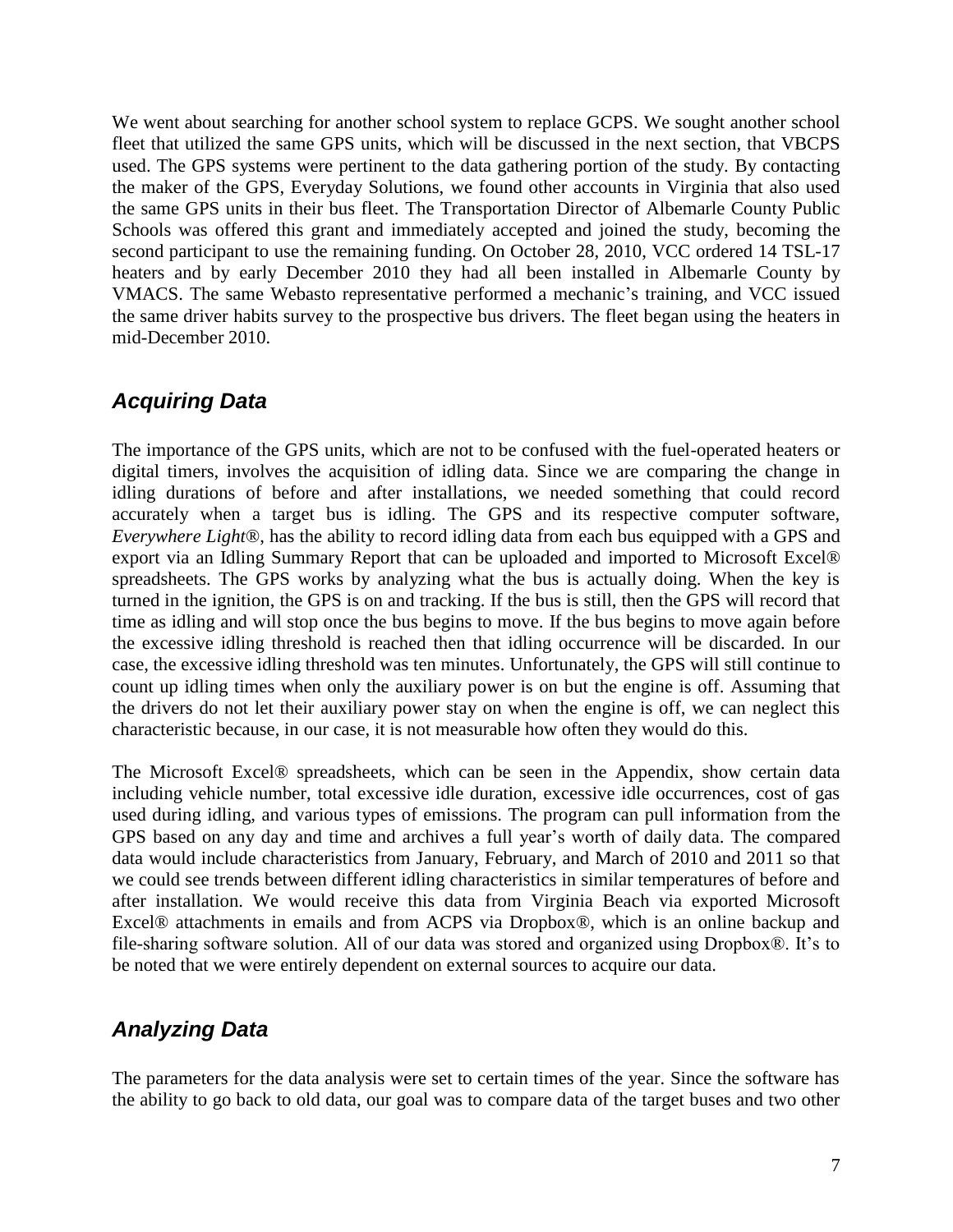We went about searching for another school system to replace GCPS. We sought another school fleet that utilized the same GPS units, which will be discussed in the next section, that VBCPS used. The GPS systems were pertinent to the data gathering portion of the study. By contacting the maker of the GPS, Everyday Solutions, we found other accounts in Virginia that also used the same GPS units in their bus fleet. The Transportation Director of Albemarle County Public Schools was offered this grant and immediately accepted and joined the study, becoming the second participant to use the remaining funding. On October 28, 2010, VCC ordered 14 TSL-17 heaters and by early December 2010 they had all been installed in Albemarle County by VMACS. The same Webasto representative performed a mechanic's training, and VCC issued the same driver habits survey to the prospective bus drivers. The fleet began using the heaters in mid-December 2010.

## *Acquiring Data*

The importance of the GPS units, which are not to be confused with the fuel-operated heaters or digital timers, involves the acquisition of idling data. Since we are comparing the change in idling durations of before and after installations, we needed something that could record accurately when a target bus is idling. The GPS and its respective computer software, *Everywhere Light*®, has the ability to record idling data from each bus equipped with a GPS and export via an Idling Summary Report that can be uploaded and imported to Microsoft Excel® spreadsheets. The GPS works by analyzing what the bus is actually doing. When the key is turned in the ignition, the GPS is on and tracking. If the bus is still, then the GPS will record that time as idling and will stop once the bus begins to move. If the bus begins to move again before the excessive idling threshold is reached then that idling occurrence will be discarded. In our case, the excessive idling threshold was ten minutes. Unfortunately, the GPS will still continue to count up idling times when only the auxiliary power is on but the engine is off. Assuming that the drivers do not let their auxiliary power stay on when the engine is off, we can neglect this characteristic because, in our case, it is not measurable how often they would do this.

The Microsoft Excel® spreadsheets, which can be seen in the Appendix, show certain data including vehicle number, total excessive idle duration, excessive idle occurrences, cost of gas used during idling, and various types of emissions. The program can pull information from the GPS based on any day and time and archives a full year's worth of daily data. The compared data would include characteristics from January, February, and March of 2010 and 2011 so that we could see trends between different idling characteristics in similar temperatures of before and after installation. We would receive this data from Virginia Beach via exported Microsoft Excel® attachments in emails and from ACPS via Dropbox®, which is an online backup and file-sharing software solution. All of our data was stored and organized using Dropbox®. It's to be noted that we were entirely dependent on external sources to acquire our data.

## *Analyzing Data*

The parameters for the data analysis were set to certain times of the year. Since the software has the ability to go back to old data, our goal was to compare data of the target buses and two other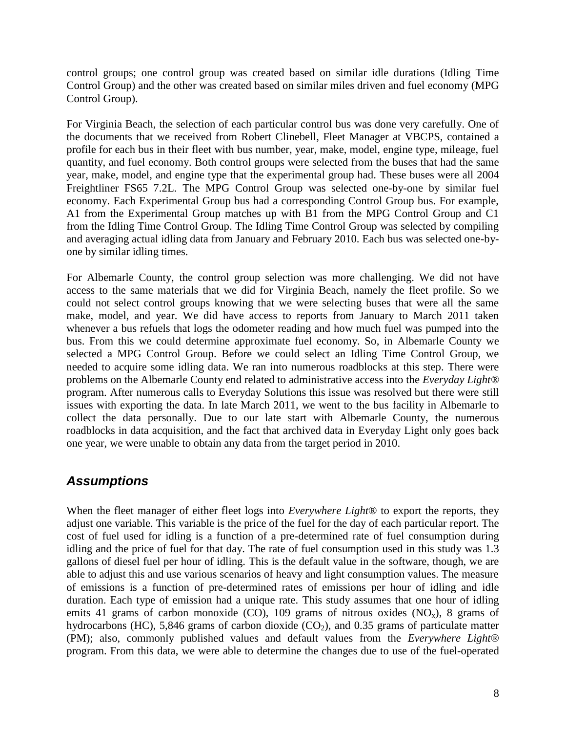control groups; one control group was created based on similar idle durations (Idling Time Control Group) and the other was created based on similar miles driven and fuel economy (MPG Control Group).

For Virginia Beach, the selection of each particular control bus was done very carefully. One of the documents that we received from Robert Clinebell, Fleet Manager at VBCPS, contained a profile for each bus in their fleet with bus number, year, make, model, engine type, mileage, fuel quantity, and fuel economy. Both control groups were selected from the buses that had the same year, make, model, and engine type that the experimental group had. These buses were all 2004 Freightliner FS65 7.2L. The MPG Control Group was selected one-by-one by similar fuel economy. Each Experimental Group bus had a corresponding Control Group bus. For example, A1 from the Experimental Group matches up with B1 from the MPG Control Group and C1 from the Idling Time Control Group. The Idling Time Control Group was selected by compiling and averaging actual idling data from January and February 2010. Each bus was selected one-by-one by similar idling times.

For Albemarle County, the control group selection was more challenging. We did not have access to the same materials that we did for Virginia Beach, namely the fleet profile. So we could not select control groups knowing that we were selecting buses that were all the same make, model, and year. We did have access to reports from January to March 2011 taken whenever a bus refuels that logs the odometer reading and how much fuel was pumped into the bus. From this we could determine approximate fuel economy. So, in Albemarle County we selected a MPG Control Group. Before we could select an Idling Time Control Group, we needed to acquire some idling data. We ran into numerous roadblocks at this step. There were problems on the Albemarle County end related to administrative access into the *Everyday Light®* program. After numerous calls to Everyday Solutions this issue was resolved but there were still issues with exporting the data. In late March 2011, we went to the bus facility in Albemarle to collect the data personally. Due to our late start with Albemarle County, the numerous roadblocks in data acquisition, and the fact that archived data in Everyday Light only goes back one year, we were unable to obtain any data from the target period in 2010.

## *Assumptions*

When the fleet manager of either fleet logs into *Everywhere Light®* to export the reports, they adjust one variable. This variable is the price of the fuel for the day of each particular report. The cost of fuel used for idling is a function of a pre-determined rate of fuel consumption during idling and the price of fuel for that day. The rate of fuel consumption used in this study was 1.3 gallons of diesel fuel per hour of idling. This is the default value in the software, though, we are able to adjust this and use various scenarios of heavy and light consumption values. The measure of emissions is a function of pre-determined rates of emissions per hour of idling and idle duration. Each type of emission had a unique rate. This study assumes that one hour of idling emits 41 grams of carbon monoxide (CO), 109 grams of nitrous oxides ($NO_x$), 8 grams of hydrocarbons (HC), 5,846 grams of carbon dioxide ($CO_2$), and 0.35 grams of particulate matter (PM); also, commonly published values and default values from the *Everywhere Light®* program. From this data, we were able to determine the changes due to use of the fuel-operated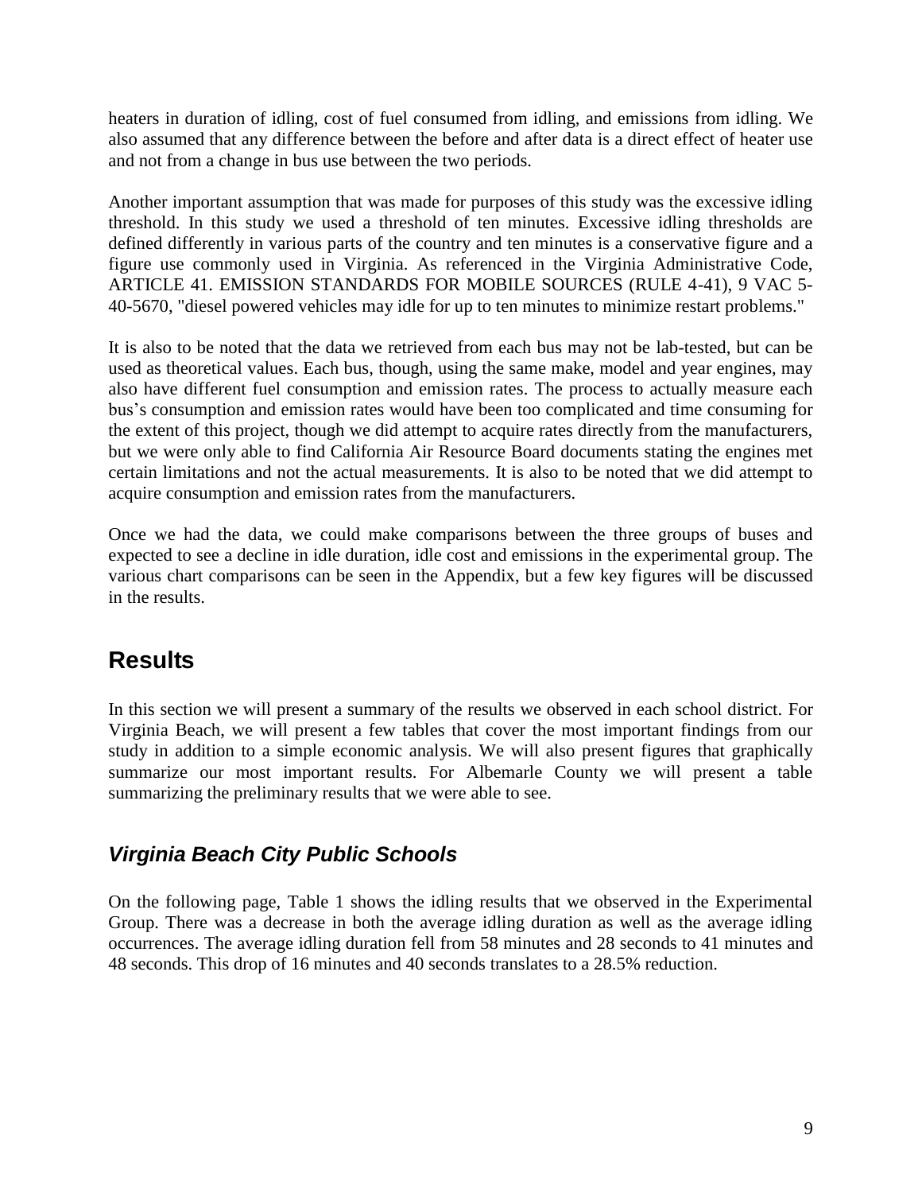heaters in duration of idling, cost of fuel consumed from idling, and emissions from idling. We also assumed that any difference between the before and after data is a direct effect of heater use and not from a change in bus use between the two periods.

Another important assumption that was made for purposes of this study was the excessive idling threshold. In this study we used a threshold of ten minutes. Excessive idling thresholds are defined differently in various parts of the country and ten minutes is a conservative figure and a figure use commonly used in Virginia. As referenced in the Virginia Administrative Code, ARTICLE 41. EMISSION STANDARDS FOR MOBILE SOURCES (RULE 4-41), 9 VAC 5-40-5670, "diesel powered vehicles may idle for up to ten minutes to minimize restart problems."

It is also to be noted that the data we retrieved from each bus may not be lab-tested, but can be used as theoretical values. Each bus, though, using the same make, model and year engines, may also have different fuel consumption and emission rates. The process to actually measure each bus's consumption and emission rates would have been too complicated and time consuming for the extent of this project, though we did attempt to acquire rates directly from the manufacturers, but we were only able to find California Air Resource Board documents stating the engines met certain limitations and not the actual measurements. It is also to be noted that we did attempt to acquire consumption and emission rates from the manufacturers.

Once we had the data, we could make comparisons between the three groups of buses and expected to see a decline in idle duration, idle cost and emissions in the experimental group. The various chart comparisons can be seen in the Appendix, but a few key figures will be discussed in the results.

## Results

In this section we will present a summary of the results we observed in each school district. For Virginia Beach, we will present a few tables that cover the most important findings from our study in addition to a simple economic analysis. We will also present figures that graphically summarize our most important results. For Albemarle County we will present a table summarizing the preliminary results that we were able to see.

### *Virginia Beach City Public Schools*

On the following page, Table 1 shows the idling results that we observed in the Experimental Group. There was a decrease in both the average idling duration as well as the average idling occurrences. The average idling duration fell from 58 minutes and 28 seconds to 41 minutes and 48 seconds. This drop of 16 minutes and 40 seconds translates to a 28.5% reduction.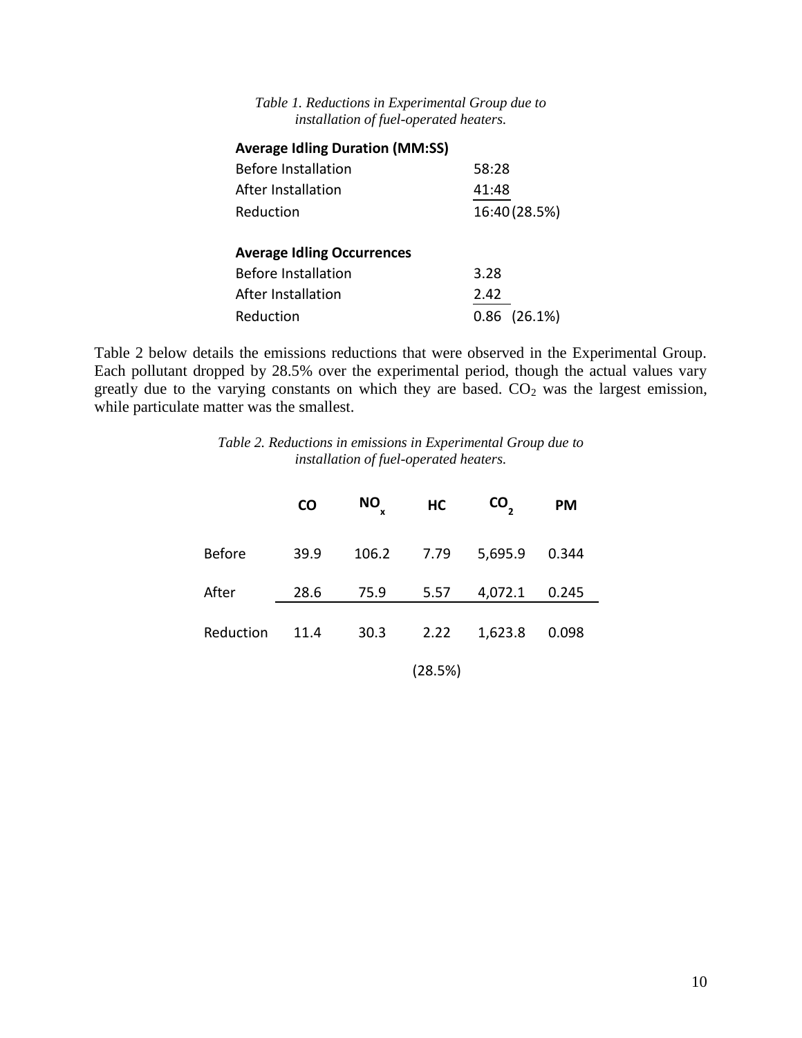*Table 1. Reductions in Experimental Group due to installation of fuel-operated heaters.*

| **Average Idling Duration (MM:SS)** | |
|---|---|
| Before Installation | 58:28 |
| After Installation | 41:48 |
| Reduction | 16:40 (28.5%) |
| | |
| **Average Idling Occurrences** | |
| Before Installation | 3.28 |
| After Installation | 2.42 |
| Reduction | 0.86 (26.1%) |

Table 2 below details the emissions reductions that were observed in the Experimental Group. Each pollutant dropped by 28.5% over the experimental period, though the actual values vary greatly due to the varying constants on which they are based. $CO_2$ was the largest emission, while particulate matter was the smallest.

*Table 2. Reductions in emissions in Experimental Group due to installation of fuel-operated heaters.*

| | **CO** | **$NO_x$** | **HC** | **$CO_2$** | **PM** |
|---|---|---|---|---|---|
| Before | 39.9 | 106.2 | 7.79 | 5,695.9 | 0.344 |
| After | 28.6 | 75.9 | 5.57 | 4,072.1 | 0.245 |
| Reduction | 11.4 | 30.3 | 2.22 | 1,623.8 | 0.098 |
| | | | (28.5%) | | |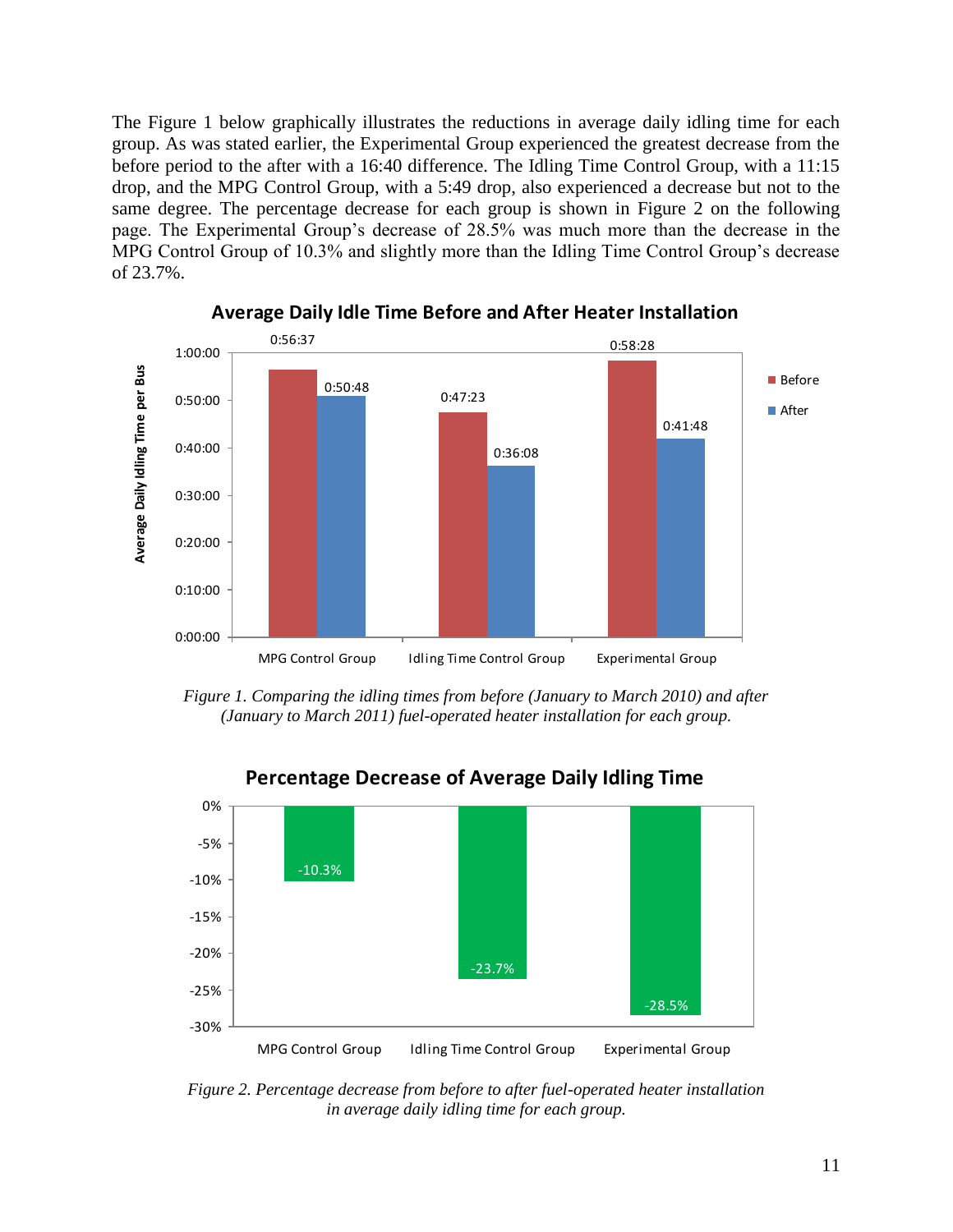The Figure 1 below graphically illustrates the reductions in average daily idling time for each group. As was stated earlier, the Experimental Group experienced the greatest decrease from the before period to the after with a 16:40 difference. The Idling Time Control Group, with a 11:15 drop, and the MPG Control Group, with a 5:49 drop, also experienced a decrease but not to the same degree. The percentage decrease for each group is shown in Figure 2 on the following page. The Experimental Group's decrease of 28.5% was much more than the decrease in the MPG Control Group of 10.3% and slightly more than the Idling Time Control Group's decrease of 23.7%.

**Average Daily Idle Time Before and After Heater Installation**

| Group | Before | After |
|---|---|---|
| MPG Control Group | 0:56:37 | 0:50:48 |
| Idling Time Control Group | 0:47:23 | 0:36:08 |
| Experimental Group | 0:58:28 | 0:41:48 |

*Figure 1. Comparing the idling times from before (January to March 2010) and after (January to March 2011) fuel-operated heater installation for each group.*

**Percentage Decrease of Average Daily Idling Time**

| Group | Percentage Decrease |
|---|---|
| MPG Control Group | -10.3% |
| Idling Time Control Group | -23.7% |
| Experimental Group | -28.5% |

*Figure 2. Percentage decrease from before to after fuel-operated heater installation in average daily idling time for each group.*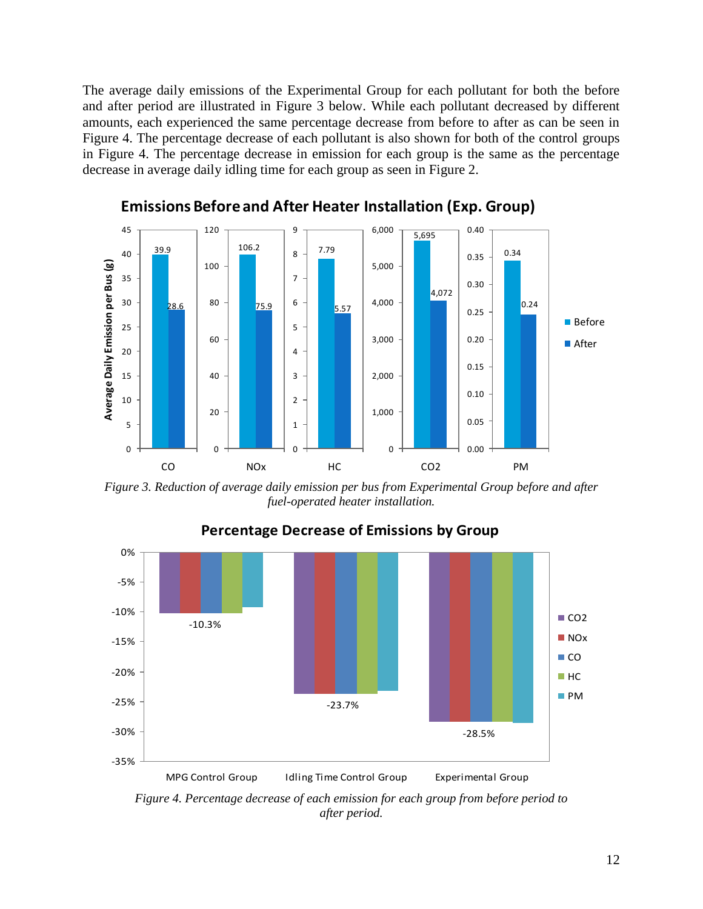The average daily emissions of the Experimental Group for each pollutant for both the before and after period are illustrated in Figure 3 below. While each pollutant decreased by different amounts, each experienced the same percentage decrease from before to after as can be seen in Figure 4. The percentage decrease of each pollutant is also shown for both of the control groups in Figure 4. The percentage decrease in emission for each group is the same as the percentage decrease in average daily idling time for each group as seen in Figure 2.

*Figure 3. Reduction of average daily emission per bus from Experimental Group before and after fuel-operated heater installation.*

*Figure 4. Percentage decrease of each emission for each group from before period to after period.*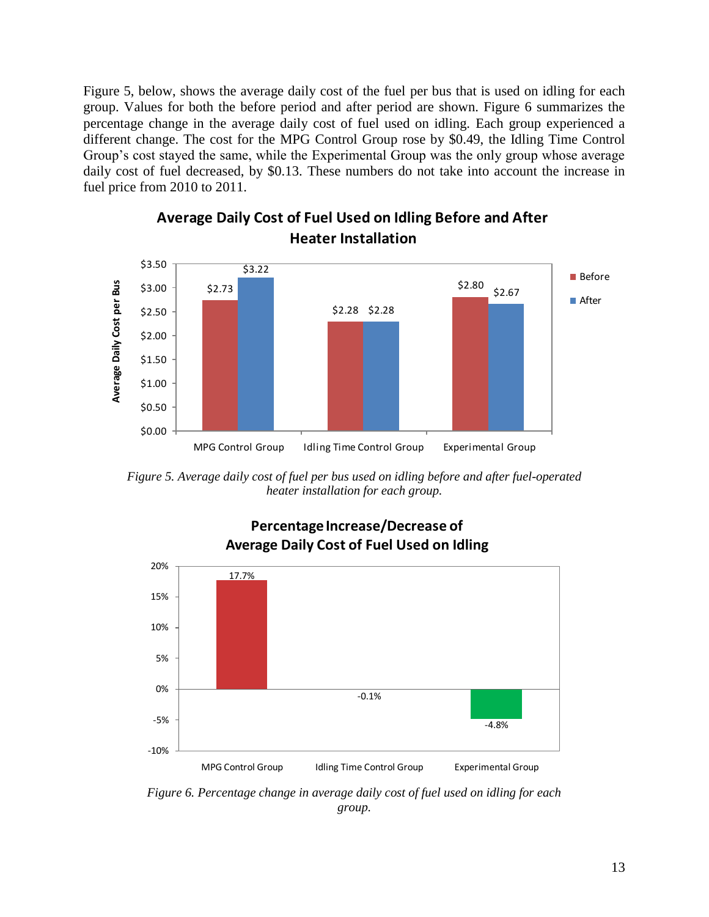Figure 5, below, shows the average daily cost of the fuel per bus that is used on idling for each group. Values for both the before period and after period are shown. Figure 6 summarizes the percentage change in the average daily cost of fuel used on idling. Each group experienced a different change. The cost for the MPG Control Group rose by $0.49, the Idling Time Control Group's cost stayed the same, while the Experimental Group was the only group whose average daily cost of fuel decreased, by $0.13. These numbers do not take into account the increase in fuel price from 2010 to 2011.

*Figure 5. Average daily cost of fuel per bus used on idling before and after fuel-operated heater installation for each group.*

*Figure 6. Percentage change in average daily cost of fuel used on idling for each group.*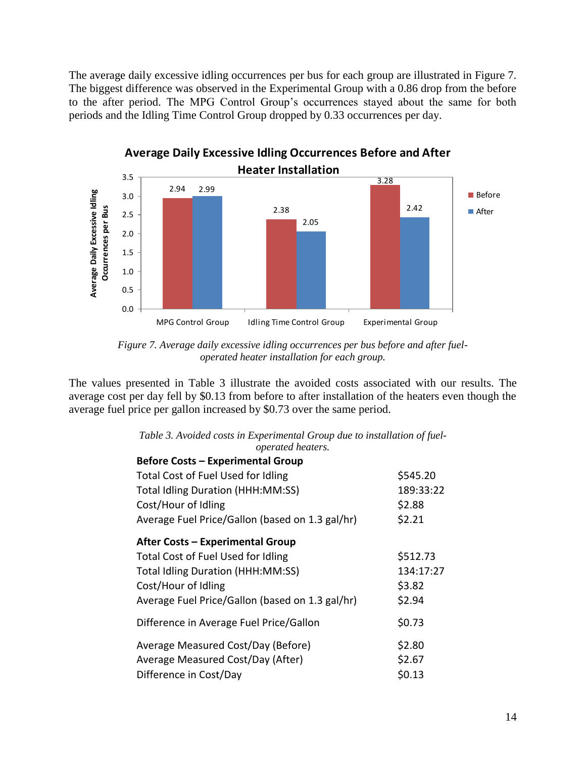The average daily excessive idling occurrences per bus for each group are illustrated in Figure 7. The biggest difference was observed in the Experimental Group with a 0.86 drop from the before to the after period. The MPG Control Group's occurrences stayed about the same for both periods and the Idling Time Control Group dropped by 0.33 occurrences per day.

*Figure 7. Average daily excessive idling occurrences per bus before and after fuel-operated heater installation for each group.*

The values presented in Table 3 illustrate the avoided costs associated with our results. The average cost per day fell by \$0.13 from before to after installation of the heaters even though the average fuel price per gallon increased by \$0.73 over the same period.

*Table 3. Avoided costs in Experimental Group due to installation of fuel-operated heaters.*

| **Before Costs – Experimental Group** | |
|---|---|
| Total Cost of Fuel Used for Idling | \$545.20 |
| Total Idling Duration (HHH:MM:SS) | 189:33:22 |
| Cost/Hour of Idling | \$2.88 |
| Average Fuel Price/Gallon (based on 1.3 gal/hr) | \$2.21 |
| **After Costs – Experimental Group** | |
| Total Cost of Fuel Used for Idling | \$512.73 |
| Total Idling Duration (HHH:MM:SS) | 134:17:27 |
| Cost/Hour of Idling | \$3.82 |
| Average Fuel Price/Gallon (based on 1.3 gal/hr) | \$2.94 |
| Difference in Average Fuel Price/Gallon | \$0.73 |
| Average Measured Cost/Day (Before) | \$2.80 |
| Average Measured Cost/Day (After) | \$2.67 |
| Difference in Cost/Day | \$0.13 |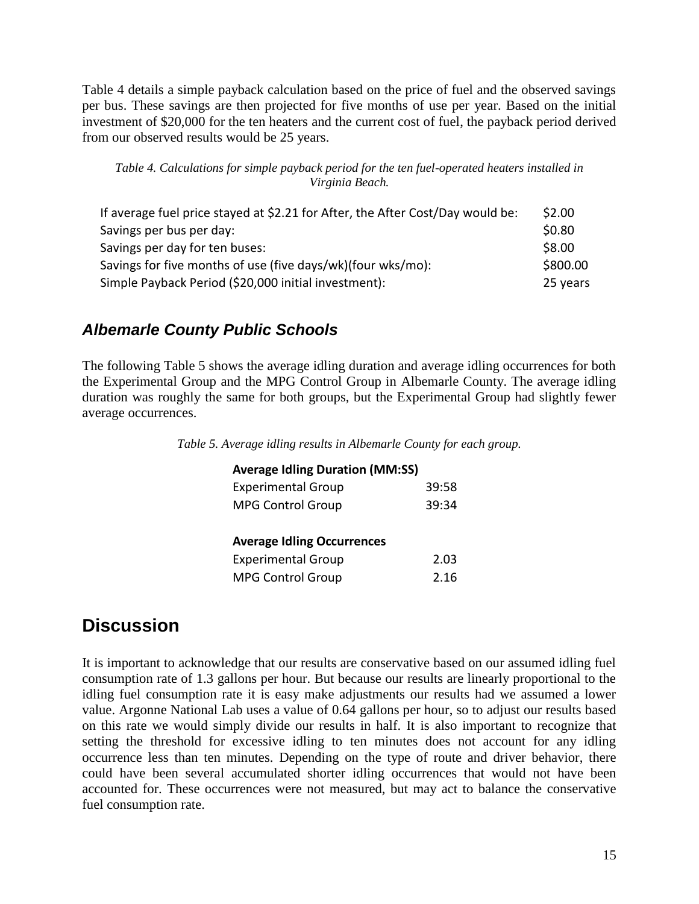Table 4 details a simple payback calculation based on the price of fuel and the observed savings per bus. These savings are then projected for five months of use per year. Based on the initial investment of $20,000 for the ten heaters and the current cost of fuel, the payback period derived from our observed results would be 25 years.

*Table 4. Calculations for simple payback period for the ten fuel-operated heaters installed in Virginia Beach.*

| | |
|---|---|
| If average fuel price stayed at $2.21 for After, the After Cost/Day would be: | $2.00 |
| Savings per bus per day: | $0.80 |
| Savings per day for ten buses: | $8.00 |
| Savings for five months of use (five days/wk)(four wks/mo): | $800.00 |
| Simple Payback Period ($20,000 initial investment): | 25 years |

### *Albemarle County Public Schools*

The following Table 5 shows the average idling duration and average idling occurrences for both the Experimental Group and the MPG Control Group in Albemarle County. The average idling duration was roughly the same for both groups, but the Experimental Group had slightly fewer average occurrences.

*Table 5. Average idling results in Albemarle County for each group.*

| **Average Idling Duration (MM:SS)** | |
|---|---|
| Experimental Group | 39:58 |
| MPG Control Group | 39:34 |
| | |
| **Average Idling Occurrences** | |
| Experimental Group | 2.03 |
| MPG Control Group | 2.16 |

## Discussion

It is important to acknowledge that our results are conservative based on our assumed idling fuel consumption rate of 1.3 gallons per hour. But because our results are linearly proportional to the idling fuel consumption rate it is easy make adjustments our results had we assumed a lower value. Argonne National Lab uses a value of 0.64 gallons per hour, so to adjust our results based on this rate we would simply divide our results in half. It is also important to recognize that setting the threshold for excessive idling to ten minutes does not account for any idling occurrence less than ten minutes. Depending on the type of route and driver behavior, there could have been several accumulated shorter idling occurrences that would not have been accounted for. These occurrences were not measured, but may act to balance the conservative fuel consumption rate.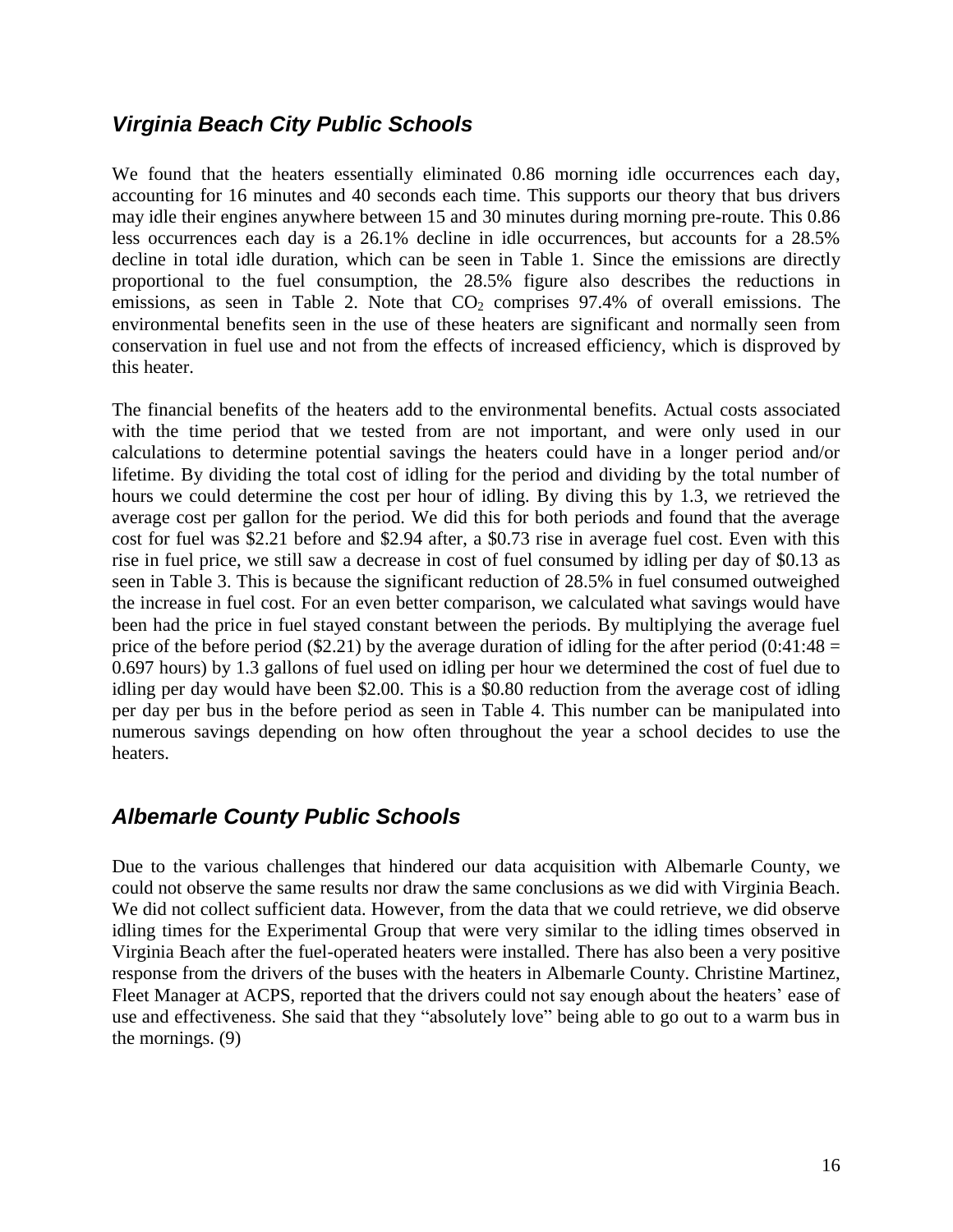## *Virginia Beach City Public Schools*

We found that the heaters essentially eliminated 0.86 morning idle occurrences each day, accounting for 16 minutes and 40 seconds each time. This supports our theory that bus drivers may idle their engines anywhere between 15 and 30 minutes during morning pre-route. This 0.86 less occurrences each day is a 26.1% decline in idle occurrences, but accounts for a 28.5% decline in total idle duration, which can be seen in Table 1. Since the emissions are directly proportional to the fuel consumption, the 28.5% figure also describes the reductions in emissions, as seen in Table 2. Note that $CO_2$ comprises 97.4% of overall emissions. The environmental benefits seen in the use of these heaters are significant and normally seen from conservation in fuel use and not from the effects of increased efficiency, which is disproved by this heater.

The financial benefits of the heaters add to the environmental benefits. Actual costs associated with the time period that we tested from are not important, and were only used in our calculations to determine potential savings the heaters could have in a longer period and/or lifetime. By dividing the total cost of idling for the period and dividing by the total number of hours we could determine the cost per hour of idling. By diving this by 1.3, we retrieved the average cost per gallon for the period. We did this for both periods and found that the average cost for fuel was \$2.21 before and \$2.94 after, a \$0.73 rise in average fuel cost. Even with this rise in fuel price, we still saw a decrease in cost of fuel consumed by idling per day of \$0.13 as seen in Table 3. This is because the significant reduction of 28.5% in fuel consumed outweighed the increase in fuel cost. For an even better comparison, we calculated what savings would have been had the price in fuel stayed constant between the periods. By multiplying the average fuel price of the before period (\$2.21) by the average duration of idling for the after period (0:41:48 = 0.697 hours) by 1.3 gallons of fuel used on idling per hour we determined the cost of fuel due to idling per day would have been \$2.00. This is a \$0.80 reduction from the average cost of idling per day per bus in the before period as seen in Table 4. This number can be manipulated into numerous savings depending on how often throughout the year a school decides to use the heaters.

## *Albemarle County Public Schools*

Due to the various challenges that hindered our data acquisition with Albemarle County, we could not observe the same results nor draw the same conclusions as we did with Virginia Beach. We did not collect sufficient data. However, from the data that we could retrieve, we did observe idling times for the Experimental Group that were very similar to the idling times observed in Virginia Beach after the fuel-operated heaters were installed. There has also been a very positive response from the drivers of the buses with the heaters in Albemarle County. Christine Martinez, Fleet Manager at ACPS, reported that the drivers could not say enough about the heaters' ease of use and effectiveness. She said that they "absolutely love" being able to go out to a warm bus in the mornings. (9)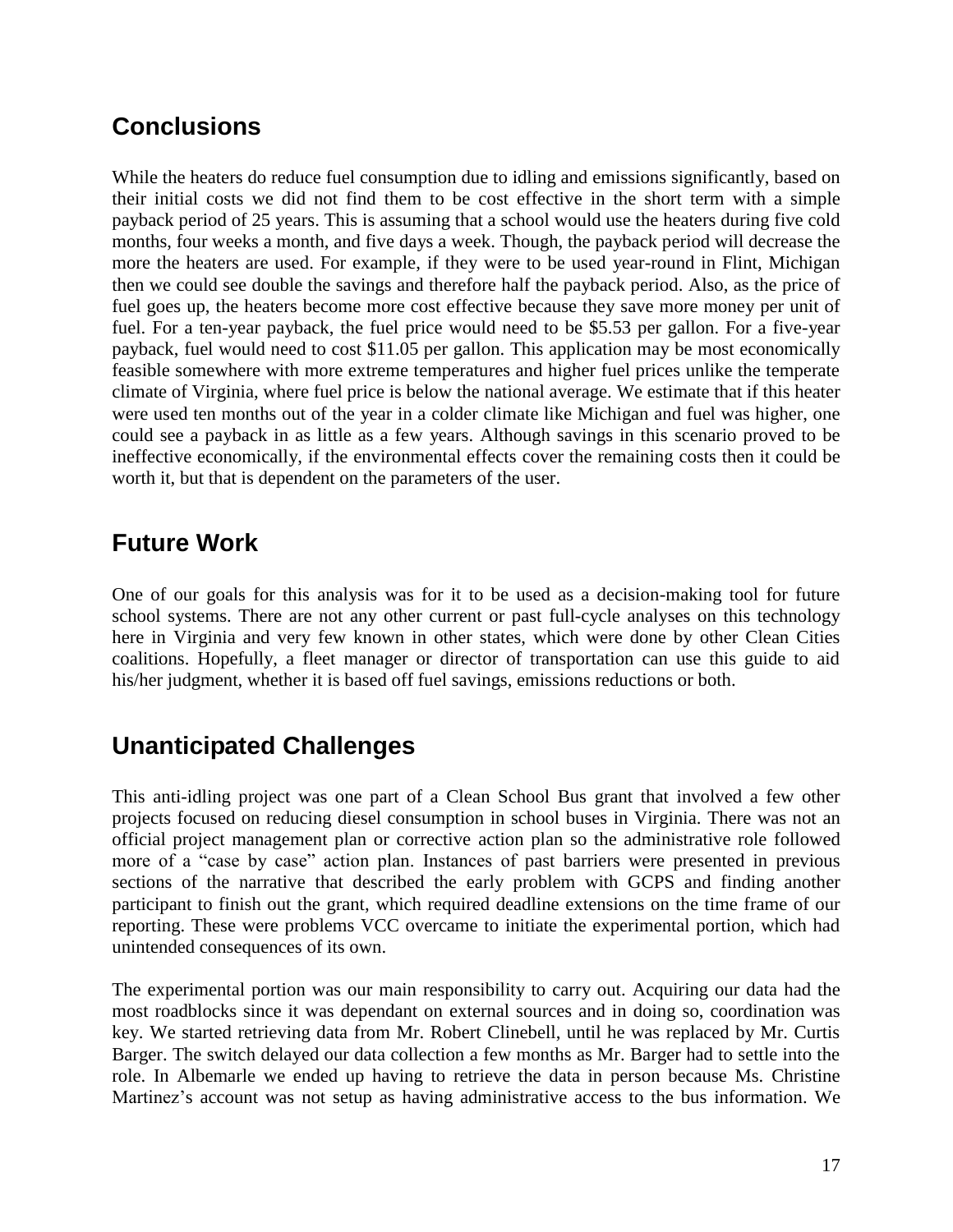## Conclusions

While the heaters do reduce fuel consumption due to idling and emissions significantly, based on their initial costs we did not find them to be cost effective in the short term with a simple payback period of 25 years. This is assuming that a school would use the heaters during five cold months, four weeks a month, and five days a week. Though, the payback period will decrease the more the heaters are used. For example, if they were to be used year-round in Flint, Michigan then we could see double the savings and therefore half the payback period. Also, as the price of fuel goes up, the heaters become more cost effective because they save more money per unit of fuel. For a ten-year payback, the fuel price would need to be $5.53 per gallon. For a five-year payback, fuel would need to cost $11.05 per gallon. This application may be most economically feasible somewhere with more extreme temperatures and higher fuel prices unlike the temperate climate of Virginia, where fuel price is below the national average. We estimate that if this heater were used ten months out of the year in a colder climate like Michigan and fuel was higher, one could see a payback in as little as a few years. Although savings in this scenario proved to be ineffective economically, if the environmental effects cover the remaining costs then it could be worth it, but that is dependent on the parameters of the user.

## Future Work

One of our goals for this analysis was for it to be used as a decision-making tool for future school systems. There are not any other current or past full-cycle analyses on this technology here in Virginia and very few known in other states, which were done by other Clean Cities coalitions. Hopefully, a fleet manager or director of transportation can use this guide to aid his/her judgment, whether it is based off fuel savings, emissions reductions or both.

## Unanticipated Challenges

This anti-idling project was one part of a Clean School Bus grant that involved a few other projects focused on reducing diesel consumption in school buses in Virginia. There was not an official project management plan or corrective action plan so the administrative role followed more of a "case by case" action plan. Instances of past barriers were presented in previous sections of the narrative that described the early problem with GCPS and finding another participant to finish out the grant, which required deadline extensions on the time frame of our reporting. These were problems VCC overcame to initiate the experimental portion, which had unintended consequences of its own.

The experimental portion was our main responsibility to carry out. Acquiring our data had the most roadblocks since it was dependant on external sources and in doing so, coordination was key. We started retrieving data from Mr. Robert Clinebell, until he was replaced by Mr. Curtis Barger. The switch delayed our data collection a few months as Mr. Barger had to settle into the role. In Albemarle we ended up having to retrieve the data in person because Ms. Christine Martinez's account was not setup as having administrative access to the bus information. We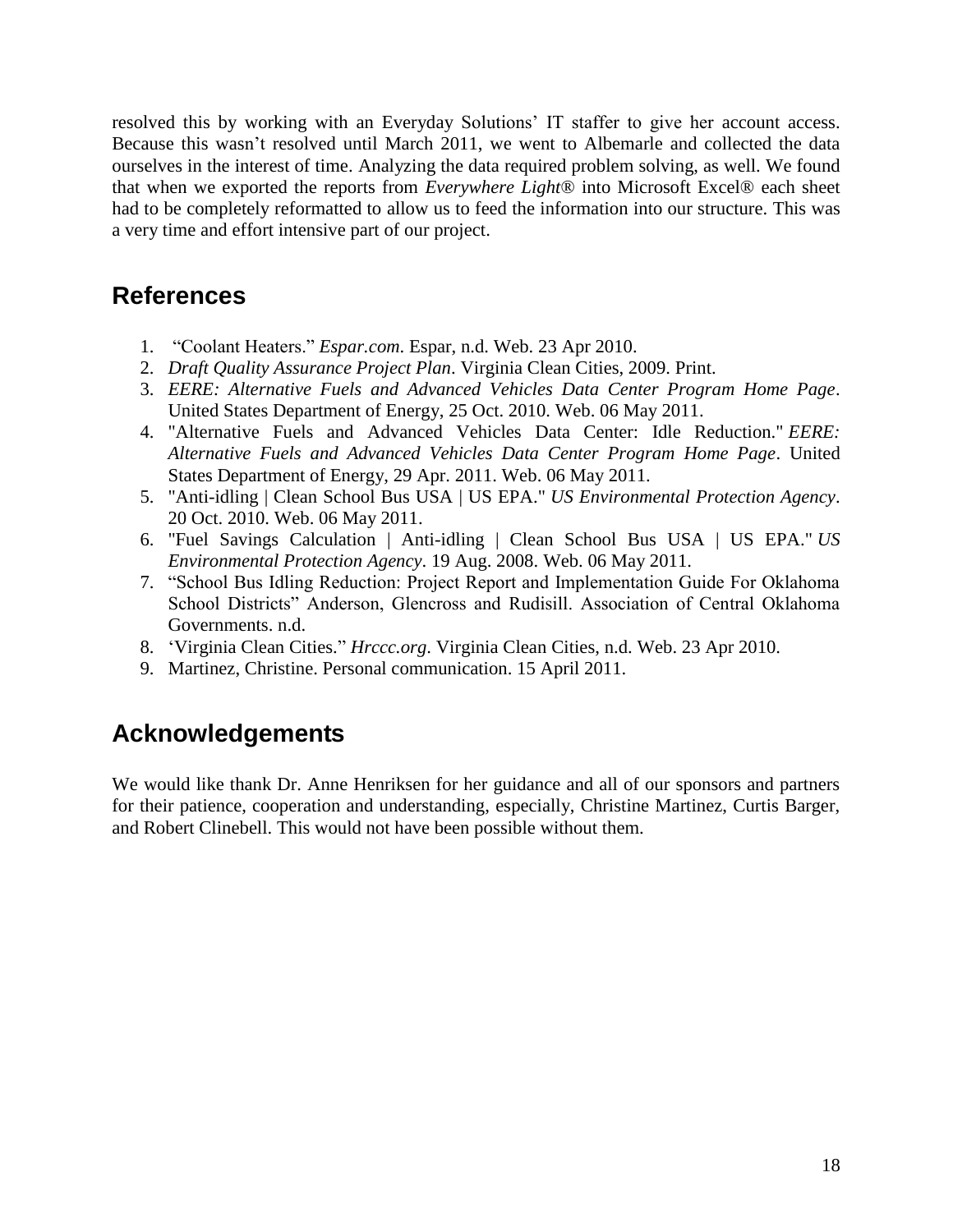resolved this by working with an Everyday Solutions' IT staffer to give her account access. Because this wasn't resolved until March 2011, we went to Albemarle and collected the data ourselves in the interest of time. Analyzing the data required problem solving, as well. We found that when we exported the reports from *Everywhere Light*® into Microsoft Excel® each sheet had to be completely reformatted to allow us to feed the information into our structure. This was a very time and effort intensive part of our project.

## References

1. "Coolant Heaters." *Espar.com*. Espar, n.d. Web. 23 Apr 2010.
2. *Draft Quality Assurance Project Plan*. Virginia Clean Cities, 2009. Print.
3. *EERE: Alternative Fuels and Advanced Vehicles Data Center Program Home Page*. United States Department of Energy, 25 Oct. 2010. Web. 06 May 2011.
4. "Alternative Fuels and Advanced Vehicles Data Center: Idle Reduction." *EERE: Alternative Fuels and Advanced Vehicles Data Center Program Home Page*. United States Department of Energy, 29 Apr. 2011. Web. 06 May 2011.
5. "Anti-idling | Clean School Bus USA | US EPA." *US Environmental Protection Agency*. 20 Oct. 2010. Web. 06 May 2011.
6. "Fuel Savings Calculation | Anti-idling | Clean School Bus USA | US EPA." *US Environmental Protection Agency*. 19 Aug. 2008. Web. 06 May 2011.
7. "School Bus Idling Reduction: Project Report and Implementation Guide For Oklahoma School Districts" Anderson, Glencross and Rudisill. Association of Central Oklahoma Governments. n.d.
8. 'Virginia Clean Cities." *Hrccc.org*. Virginia Clean Cities, n.d. Web. 23 Apr 2010.
9. Martinez, Christine. Personal communication. 15 April 2011.

## Acknowledgements

We would like thank Dr. Anne Henriksen for her guidance and all of our sponsors and partners for their patience, cooperation and understanding, especially, Christine Martinez, Curtis Barger, and Robert Clinebell. This would not have been possible without them.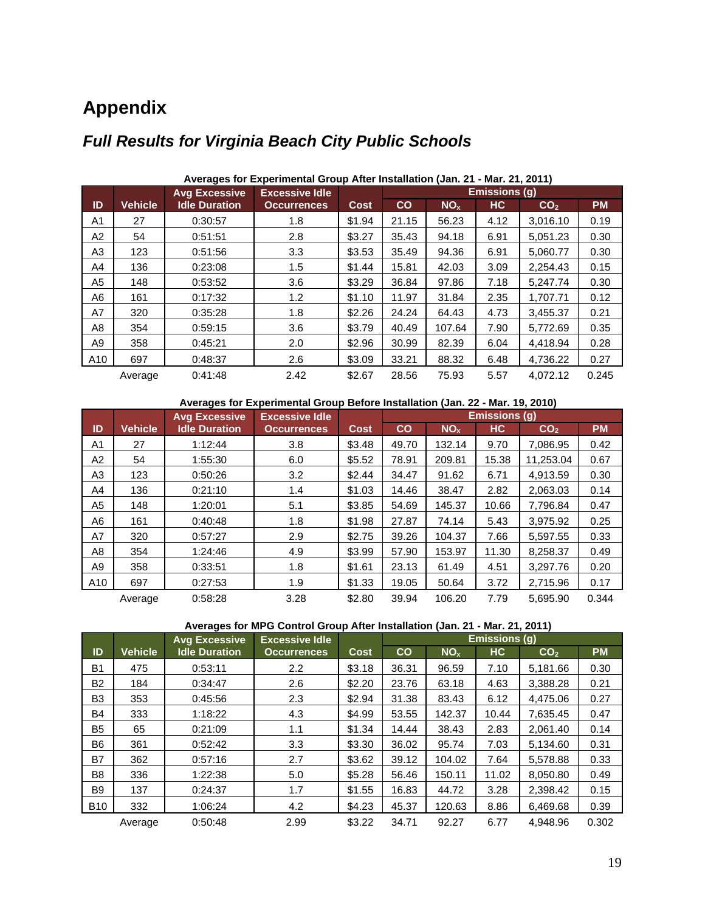# Appendix

## *Full Results for Virginia Beach City Public Schools*

**Averages for Experimental Group After Installation (Jan. 21 - Mar. 21, 2011)**

| ID | Vehicle | Avg Excessive Idle Duration | Excessive Idle Occurrences | Cost | Emissions (g) | | | | |
|---|---|---|---|---|---|---|---|---|---|
| | | | | | CO | $NO_x$ | HC | $CO_2$ | PM |
| A1 | 27 | 0:30:57 | 1.8 | $1.94 | 21.15 | 56.23 | 4.12 | 3,016.10 | 0.19 |
| A2 | 54 | 0:51:51 | 2.8 | $3.27 | 35.43 | 94.18 | 6.91 | 5,051.23 | 0.30 |
| A3 | 123 | 0:51:56 | 3.3 | $3.53 | 35.49 | 94.36 | 6.91 | 5,060.77 | 0.30 |
| A4 | 136 | 0:23:08 | 1.5 | $1.44 | 15.81 | 42.03 | 3.09 | 2,254.43 | 0.15 |
| A5 | 148 | 0:53:52 | 3.6 | $3.29 | 36.84 | 97.86 | 7.18 | 5,247.74 | 0.30 |
| A6 | 161 | 0:17:32 | 1.2 | $1.10 | 11.97 | 31.84 | 2.35 | 1,707.71 | 0.12 |
| A7 | 320 | 0:35:28 | 1.8 | $2.26 | 24.24 | 64.43 | 4.73 | 3,455.37 | 0.21 |
| A8 | 354 | 0:59:15 | 3.6 | $3.79 | 40.49 | 107.64 | 7.90 | 5,772.69 | 0.35 |
| A9 | 358 | 0:45:21 | 2.0 | $2.96 | 30.99 | 82.39 | 6.04 | 4,418.94 | 0.28 |
| A10 | 697 | 0:48:37 | 2.6 | $3.09 | 33.21 | 88.32 | 6.48 | 4,736.22 | 0.27 |
| | Average | 0:41:48 | 2.42 | $2.67 | 28.56 | 75.93 | 5.57 | 4,072.12 | 0.245 |

**Averages for Experimental Group Before Installation (Jan. 22 - Mar. 19, 2010)**

| ID | Vehicle | Avg Excessive Idle Duration | Excessive Idle Occurrences | Cost | Emissions (g) | | | | |
|---|---|---|---|---|---|---|---|---|---|
| | | | | | CO | $NO_x$ | HC | $CO_2$ | PM |
| A1 | 27 | 1:12:44 | 3.8 | $3.48 | 49.70 | 132.14 | 9.70 | 7,086.95 | 0.42 |
| A2 | 54 | 1:55:30 | 6.0 | $5.52 | 78.91 | 209.81 | 15.38 | 11,253.04 | 0.67 |
| A3 | 123 | 0:50:26 | 3.2 | $2.44 | 34.47 | 91.62 | 6.71 | 4,913.59 | 0.30 |
| A4 | 136 | 0:21:10 | 1.4 | $1.03 | 14.46 | 38.47 | 2.82 | 2,063.03 | 0.14 |
| A5 | 148 | 1:20:01 | 5.1 | $3.85 | 54.69 | 145.37 | 10.66 | 7,796.84 | 0.47 |
| A6 | 161 | 0:40:48 | 1.8 | $1.98 | 27.87 | 74.14 | 5.43 | 3,975.92 | 0.25 |
| A7 | 320 | 0:57:27 | 2.9 | $2.75 | 39.26 | 104.37 | 7.66 | 5,597.55 | 0.33 |
| A8 | 354 | 1:24:46 | 4.9 | $3.99 | 57.90 | 153.97 | 11.30 | 8,258.37 | 0.49 |
| A9 | 358 | 0:33:51 | 1.8 | $1.61 | 23.13 | 61.49 | 4.51 | 3,297.76 | 0.20 |
| A10 | 697 | 0:27:53 | 1.9 | $1.33 | 19.05 | 50.64 | 3.72 | 2,715.96 | 0.17 |
| | Average | 0:58:28 | 3.28 | $2.80 | 39.94 | 106.20 | 7.79 | 5,695.90 | 0.344 |

**Averages for MPG Control Group After Installation (Jan. 21 - Mar. 21, 2011)**

| ID | Vehicle | Avg Excessive Idle Duration | Excessive Idle Occurrences | Cost | Emissions (g) | | | | |
|---|---|---|---|---|---|---|---|---|---|
| | | | | | CO | $NO_x$ | HC | $CO_2$ | PM |
| B1 | 475 | 0:53:11 | 2.2 | $3.18 | 36.31 | 96.59 | 7.10 | 5,181.66 | 0.30 |
| B2 | 184 | 0:34:47 | 2.6 | $2.20 | 23.76 | 63.18 | 4.63 | 3,388.28 | 0.21 |
| B3 | 353 | 0:45:56 | 2.3 | $2.94 | 31.38 | 83.43 | 6.12 | 4,475.06 | 0.27 |
| B4 | 333 | 1:18:22 | 4.3 | $4.99 | 53.55 | 142.37 | 10.44 | 7,635.45 | 0.47 |
| B5 | 65 | 0:21:09 | 1.1 | $1.34 | 14.44 | 38.43 | 2.83 | 2,061.40 | 0.14 |
| B6 | 361 | 0:52:42 | 3.3 | $3.30 | 36.02 | 95.74 | 7.03 | 5,134.60 | 0.31 |
| B7 | 362 | 0:57:16 | 2.7 | $3.62 | 39.12 | 104.02 | 7.64 | 5,578.88 | 0.33 |
| B8 | 336 | 1:22:38 | 5.0 | $5.28 | 56.46 | 150.11 | 11.02 | 8,050.80 | 0.49 |
| B9 | 137 | 0:24:37 | 1.7 | $1.55 | 16.83 | 44.72 | 3.28 | 2,398.42 | 0.15 |
| B10 | 332 | 1:06:24 | 4.2 | $4.23 | 45.37 | 120.63 | 8.86 | 6,469.68 | 0.39 |
| | Average | 0:50:48 | 2.99 | $3.22 | 34.71 | 92.27 | 6.77 | 4,948.96 | 0.302 |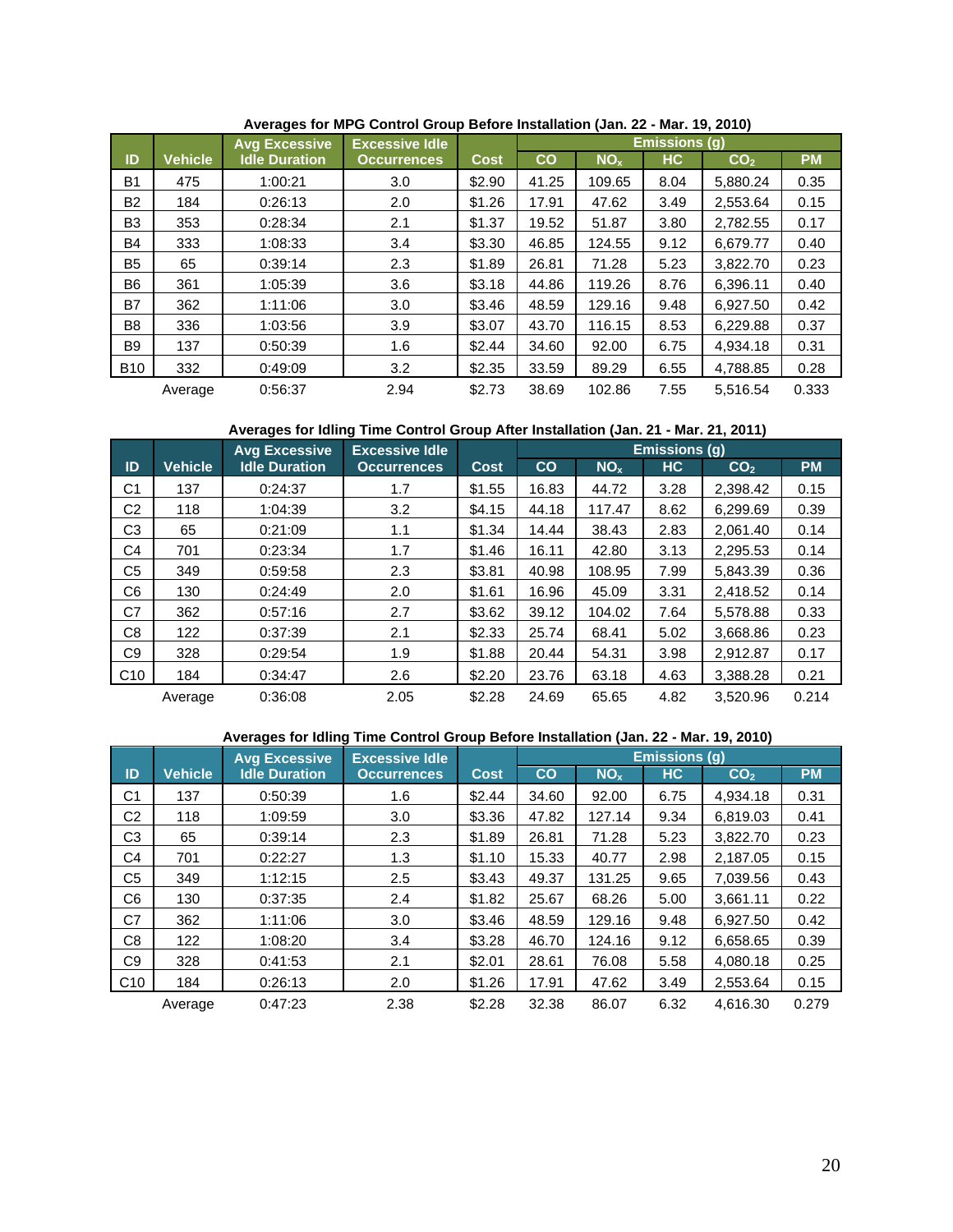**Averages for MPG Control Group Before Installation (Jan. 22 - Mar. 19, 2010)**

| ID | Vehicle | Avg Excessive Idle Duration | Excessive Idle Occurrences | Cost | Emissions (g) | | | | |
|---|---|---|---|---|---|---|---|---|---|
| | | | | | CO | $NO_x$ | HC | $CO_2$ | PM |
| B1 | 475 | 1:00:21 | 3.0 | $2.90 | 41.25 | 109.65 | 8.04 | 5,880.24 | 0.35 |
| B2 | 184 | 0:26:13 | 2.0 | $1.26 | 17.91 | 47.62 | 3.49 | 2,553.64 | 0.15 |
| B3 | 353 | 0:28:34 | 2.1 | $1.37 | 19.52 | 51.87 | 3.80 | 2,782.55 | 0.17 |
| B4 | 333 | 1:08:33 | 3.4 | $3.30 | 46.85 | 124.55 | 9.12 | 6,679.77 | 0.40 |
| B5 | 65 | 0:39:14 | 2.3 | $1.89 | 26.81 | 71.28 | 5.23 | 3,822.70 | 0.23 |
| B6 | 361 | 1:05:39 | 3.6 | $3.18 | 44.86 | 119.26 | 8.76 | 6,396.11 | 0.40 |
| B7 | 362 | 1:11:06 | 3.0 | $3.46 | 48.59 | 129.16 | 9.48 | 6,927.50 | 0.42 |
| B8 | 336 | 1:03:56 | 3.9 | $3.07 | 43.70 | 116.15 | 8.53 | 6,229.88 | 0.37 |
| B9 | 137 | 0:50:39 | 1.6 | $2.44 | 34.60 | 92.00 | 6.75 | 4,934.18 | 0.31 |
| B10 | 332 | 0:49:09 | 3.2 | $2.35 | 33.59 | 89.29 | 6.55 | 4,788.85 | 0.28 |
| | Average | 0:56:37 | 2.94 | $2.73 | 38.69 | 102.86 | 7.55 | 5,516.54 | 0.333 |

**Averages for Idling Time Control Group After Installation (Jan. 21 - Mar. 21, 2011)**

| ID | Vehicle | Avg Excessive Idle Duration | Excessive Idle Occurrences | Cost | Emissions (g) | | | | |
|---|---|---|---|---|---|---|---|---|---|
| | | | | | CO | $NO_x$ | HC | $CO_2$ | PM |
| C1 | 137 | 0:24:37 | 1.7 | $1.55 | 16.83 | 44.72 | 3.28 | 2,398.42 | 0.15 |
| C2 | 118 | 1:04:39 | 3.2 | $4.15 | 44.18 | 117.47 | 8.62 | 6,299.69 | 0.39 |
| C3 | 65 | 0:21:09 | 1.1 | $1.34 | 14.44 | 38.43 | 2.83 | 2,061.40 | 0.14 |
| C4 | 701 | 0:23:34 | 1.7 | $1.46 | 16.11 | 42.80 | 3.13 | 2,295.53 | 0.14 |
| C5 | 349 | 0:59:58 | 2.3 | $3.81 | 40.98 | 108.95 | 7.99 | 5,843.39 | 0.36 |
| C6 | 130 | 0:24:49 | 2.0 | $1.61 | 16.96 | 45.09 | 3.31 | 2,418.52 | 0.14 |
| C7 | 362 | 0:57:16 | 2.7 | $3.62 | 39.12 | 104.02 | 7.64 | 5,578.88 | 0.33 |
| C8 | 122 | 0:37:39 | 2.1 | $2.33 | 25.74 | 68.41 | 5.02 | 3,668.86 | 0.23 |
| C9 | 328 | 0:29:54 | 1.9 | $1.88 | 20.44 | 54.31 | 3.98 | 2,912.87 | 0.17 |
| C10 | 184 | 0:34:47 | 2.6 | $2.20 | 23.76 | 63.18 | 4.63 | 3,388.28 | 0.21 |
| | Average | 0:36:08 | 2.05 | $2.28 | 24.69 | 65.65 | 4.82 | 3,520.96 | 0.214 |

**Averages for Idling Time Control Group Before Installation (Jan. 22 - Mar. 19, 2010)**

| ID | Vehicle | Avg Excessive Idle Duration | Excessive Idle Occurrences | Cost | Emissions (g) | | | | |
|---|---|---|---|---|---|---|---|---|---|
| | | | | | CO | $NO_x$ | HC | $CO_2$ | PM |
| C1 | 137 | 0:50:39 | 1.6 | $2.44 | 34.60 | 92.00 | 6.75 | 4,934.18 | 0.31 |
| C2 | 118 | 1:09:59 | 3.0 | $3.36 | 47.82 | 127.14 | 9.34 | 6,819.03 | 0.41 |
| C3 | 65 | 0:39:14 | 2.3 | $1.89 | 26.81 | 71.28 | 5.23 | 3,822.70 | 0.23 |
| C4 | 701 | 0:22:27 | 1.3 | $1.10 | 15.33 | 40.77 | 2.98 | 2,187.05 | 0.15 |
| C5 | 349 | 1:12:15 | 2.5 | $3.43 | 49.37 | 131.25 | 9.65 | 7,039.56 | 0.43 |
| C6 | 130 | 0:37:35 | 2.4 | $1.82 | 25.67 | 68.26 | 5.00 | 3,661.11 | 0.22 |
| C7 | 362 | 1:11:06 | 3.0 | $3.46 | 48.59 | 129.16 | 9.48 | 6,927.50 | 0.42 |
| C8 | 122 | 1:08:20 | 3.4 | $3.28 | 46.70 | 124.16 | 9.12 | 6,658.65 | 0.39 |
| C9 | 328 | 0:41:53 | 2.1 | $2.01 | 28.61 | 76.08 | 5.58 | 4,080.18 | 0.25 |
| C10 | 184 | 0:26:13 | 2.0 | $1.26 | 17.91 | 47.62 | 3.49 | 2,553.64 | 0.15 |
| | Average | 0:47:23 | 2.38 | $2.28 | 32.38 | 86.07 | 6.32 | 4,616.30 | 0.279 |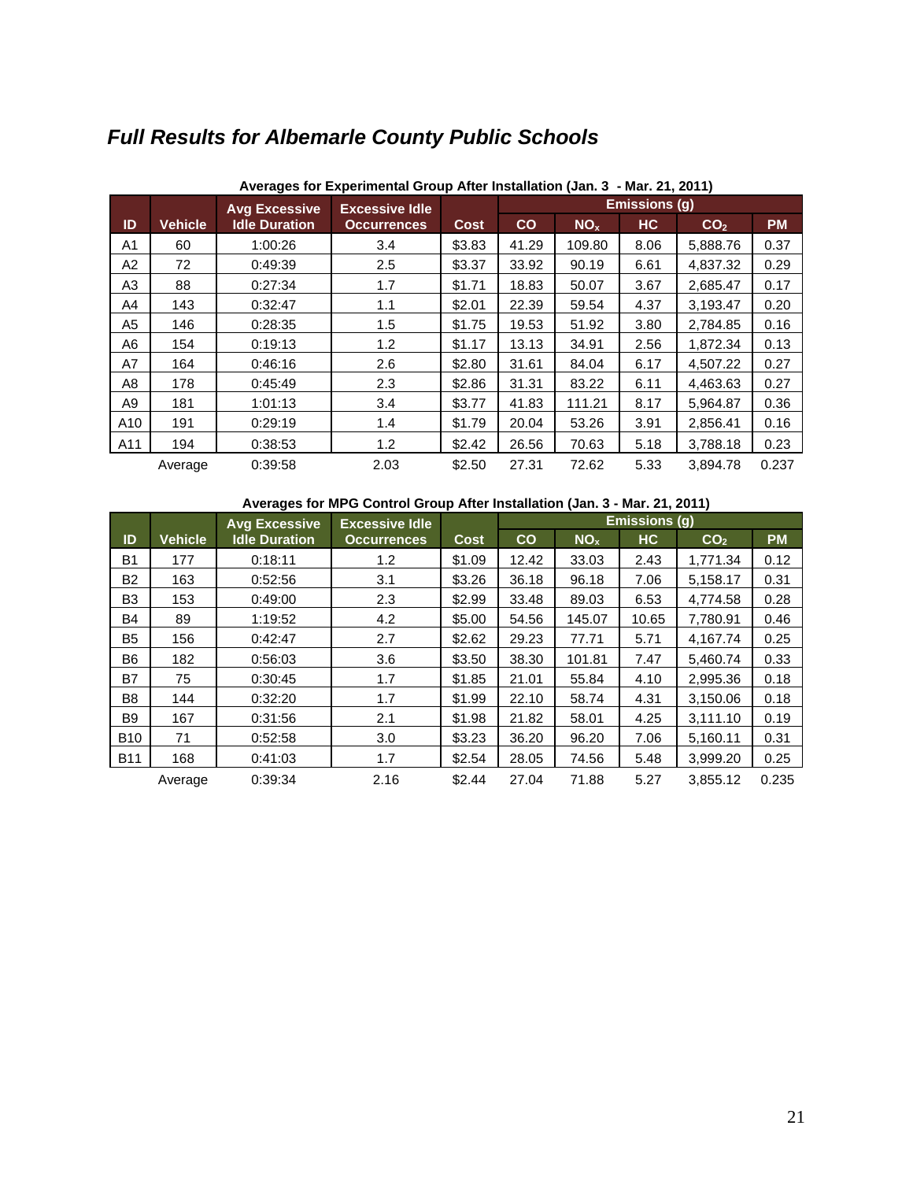## *Full Results for Albemarle County Public Schools*

**Averages for Experimental Group After Installation (Jan. 3 - Mar. 21, 2011)**

| | | | | | Emissions (g) | | | | |
|---|---|---|---|---|---|---|---|---|---|
| ID | Vehicle | Avg Excessive Idle Duration | Excessive Idle Occurrences | Cost | CO | $NO_x$ | HC | $CO_2$ | PM |
| A1 | 60 | 1:00:26 | 3.4 | $3.83 | 41.29 | 109.80 | 8.06 | 5,888.76 | 0.37 |
| A2 | 72 | 0:49:39 | 2.5 | $3.37 | 33.92 | 90.19 | 6.61 | 4,837.32 | 0.29 |
| A3 | 88 | 0:27:34 | 1.7 | $1.71 | 18.83 | 50.07 | 3.67 | 2,685.47 | 0.17 |
| A4 | 143 | 0:32:47 | 1.1 | $2.01 | 22.39 | 59.54 | 4.37 | 3,193.47 | 0.20 |
| A5 | 146 | 0:28:35 | 1.5 | $1.75 | 19.53 | 51.92 | 3.80 | 2,784.85 | 0.16 |
| A6 | 154 | 0:19:13 | 1.2 | $1.17 | 13.13 | 34.91 | 2.56 | 1,872.34 | 0.13 |
| A7 | 164 | 0:46:16 | 2.6 | $2.80 | 31.61 | 84.04 | 6.17 | 4,507.22 | 0.27 |
| A8 | 178 | 0:45:49 | 2.3 | $2.86 | 31.31 | 83.22 | 6.11 | 4,463.63 | 0.27 |
| A9 | 181 | 1:01:13 | 3.4 | $3.77 | 41.83 | 111.21 | 8.17 | 5,964.87 | 0.36 |
| A10 | 191 | 0:29:19 | 1.4 | $1.79 | 20.04 | 53.26 | 3.91 | 2,856.41 | 0.16 |
| A11 | 194 | 0:38:53 | 1.2 | $2.42 | 26.56 | 70.63 | 5.18 | 3,788.18 | 0.23 |
| | Average | 0:39:58 | 2.03 | $2.50 | 27.31 | 72.62 | 5.33 | 3,894.78 | 0.237 |

**Averages for MPG Control Group After Installation (Jan. 3 - Mar. 21, 2011)**

| | | | | | Emissions (g) | | | | |
|---|---|---|---|---|---|---|---|---|---|
| ID | Vehicle | Avg Excessive Idle Duration | Excessive Idle Occurrences | Cost | CO | $NO_x$ | HC | $CO_2$ | PM |
| B1 | 177 | 0:18:11 | 1.2 | $1.09 | 12.42 | 33.03 | 2.43 | 1,771.34 | 0.12 |
| B2 | 163 | 0:52:56 | 3.1 | $3.26 | 36.18 | 96.18 | 7.06 | 5,158.17 | 0.31 |
| B3 | 153 | 0:49:00 | 2.3 | $2.99 | 33.48 | 89.03 | 6.53 | 4,774.58 | 0.28 |
| B4 | 89 | 1:19:52 | 4.2 | $5.00 | 54.56 | 145.07 | 10.65 | 7,780.91 | 0.46 |
| B5 | 156 | 0:42:47 | 2.7 | $2.62 | 29.23 | 77.71 | 5.71 | 4,167.74 | 0.25 |
| B6 | 182 | 0:56:03 | 3.6 | $3.50 | 38.30 | 101.81 | 7.47 | 5,460.74 | 0.33 |
| B7 | 75 | 0:30:45 | 1.7 | $1.85 | 21.01 | 55.84 | 4.10 | 2,995.36 | 0.18 |
| B8 | 144 | 0:32:20 | 1.7 | $1.99 | 22.10 | 58.74 | 4.31 | 3,150.06 | 0.18 |
| B9 | 167 | 0:31:56 | 2.1 | $1.98 | 21.82 | 58.01 | 4.25 | 3,111.10 | 0.19 |
| B10 | 71 | 0:52:58 | 3.0 | $3.23 | 36.20 | 96.20 | 7.06 | 5,160.11 | 0.31 |
| B11 | 168 | 0:41:03 | 1.7 | $2.54 | 28.05 | 74.56 | 5.48 | 3,999.20 | 0.25 |
| | Average | 0:39:34 | 2.16 | $2.44 | 27.04 | 71.88 | 5.27 | 3,855.12 | 0.235 |